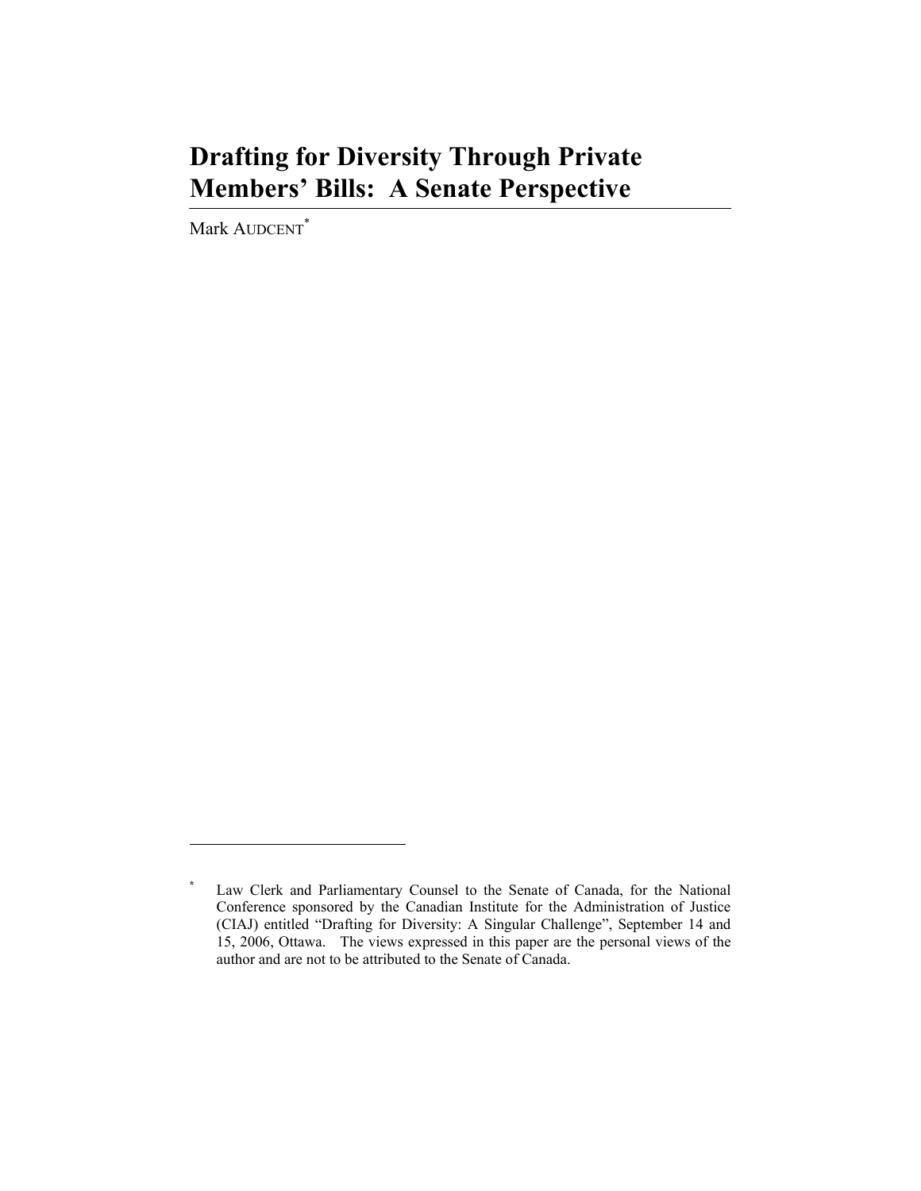# Drafting for Diversity Through Private Members' Bills: A Senate Perspective

Mark AUDCENT[*]

---

[*] Law Clerk and Parliamentary Counsel to the Senate of Canada, for the National Conference sponsored by the Canadian Institute for the Administration of Justice (CIAJ) entitled "Drafting for Diversity: A Singular Challenge", September 14 and 15, 2006, Ottawa. The views expressed in this paper are the personal views of the author and are not to be attributed to the Senate of Canada.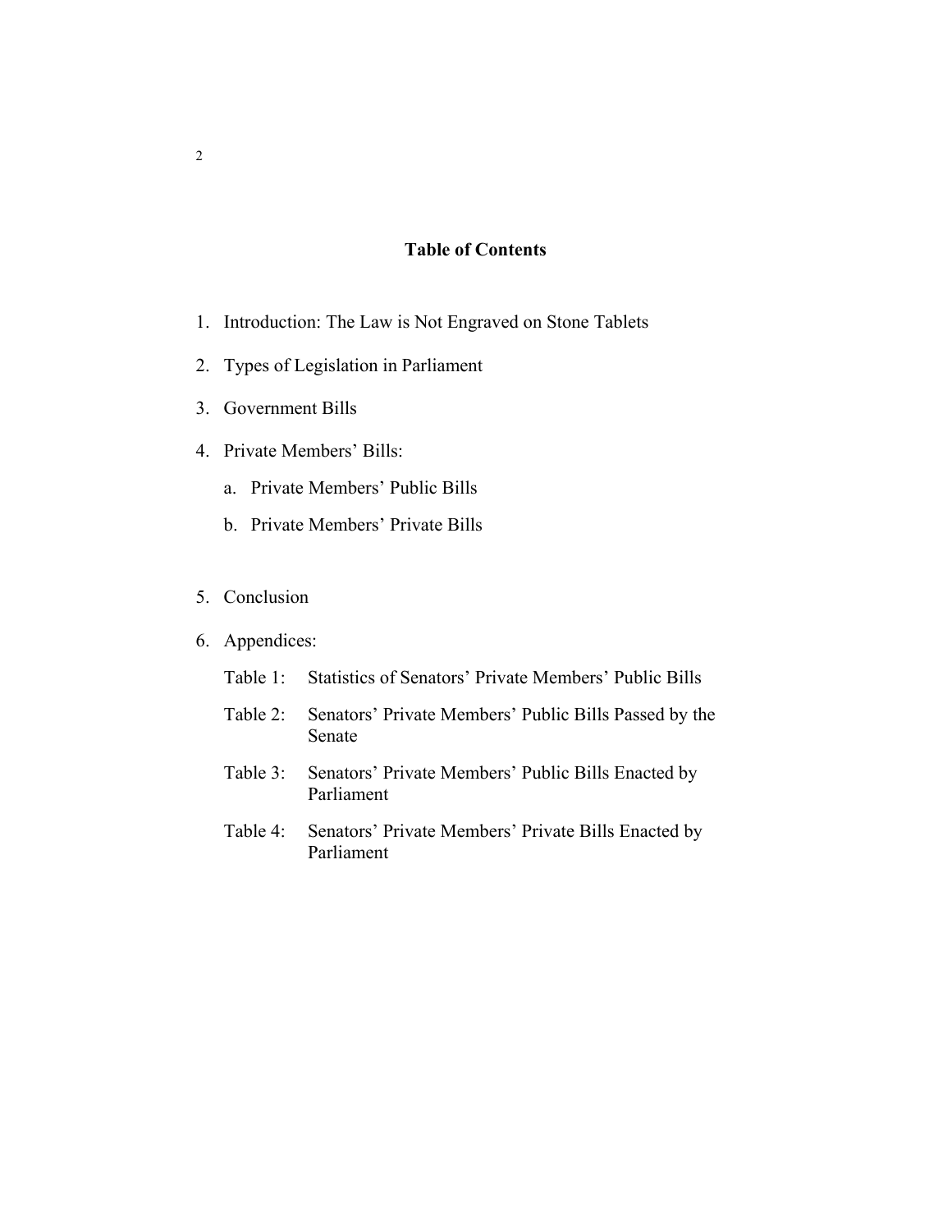## Table of Contents

1. Introduction: The Law is Not Engraved on Stone Tablets
2. Types of Legislation in Parliament
3. Government Bills
4. Private Members' Bills:
   a. Private Members' Public Bills
   b. Private Members' Private Bills
5. Conclusion
6. Appendices:

   Table 1: Statistics of Senators' Private Members' Public Bills

   Table 2: Senators' Private Members' Public Bills Passed by the Senate

   Table 3: Senators' Private Members' Public Bills Enacted by Parliament

   Table 4: Senators' Private Members' Private Bills Enacted by Parliament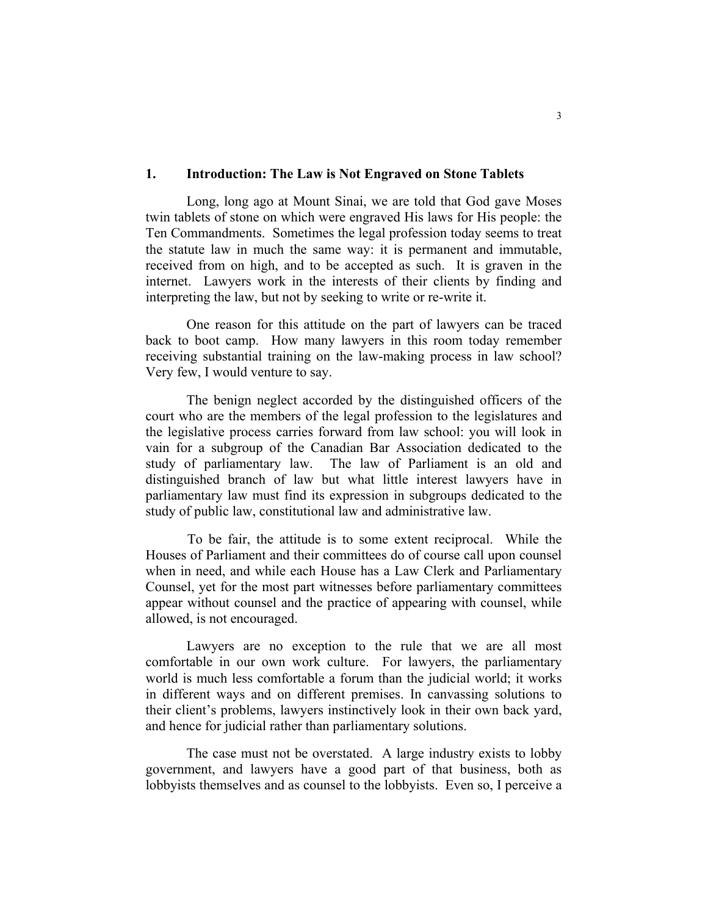## 1. Introduction: The Law is Not Engraved on Stone Tablets

Long, long ago at Mount Sinai, we are told that God gave Moses twin tablets of stone on which were engraved His laws for His people: the Ten Commandments. Sometimes the legal profession today seems to treat the statute law in much the same way: it is permanent and immutable, received from on high, and to be accepted as such. It is graven in the internet. Lawyers work in the interests of their clients by finding and interpreting the law, but not by seeking to write or re-write it.

One reason for this attitude on the part of lawyers can be traced back to boot camp. How many lawyers in this room today remember receiving substantial training on the law-making process in law school? Very few, I would venture to say.

The benign neglect accorded by the distinguished officers of the court who are the members of the legal profession to the legislatures and the legislative process carries forward from law school: you will look in vain for a subgroup of the Canadian Bar Association dedicated to the study of parliamentary law. The law of Parliament is an old and distinguished branch of law but what little interest lawyers have in parliamentary law must find its expression in subgroups dedicated to the study of public law, constitutional law and administrative law.

To be fair, the attitude is to some extent reciprocal. While the Houses of Parliament and their committees do of course call upon counsel when in need, and while each House has a Law Clerk and Parliamentary Counsel, yet for the most part witnesses before parliamentary committees appear without counsel and the practice of appearing with counsel, while allowed, is not encouraged.

Lawyers are no exception to the rule that we are all most comfortable in our own work culture. For lawyers, the parliamentary world is much less comfortable a forum than the judicial world; it works in different ways and on different premises. In canvassing solutions to their client's problems, lawyers instinctively look in their own back yard, and hence for judicial rather than parliamentary solutions.

The case must not be overstated. A large industry exists to lobby government, and lawyers have a good part of that business, both as lobbyists themselves and as counsel to the lobbyists. Even so, I perceive a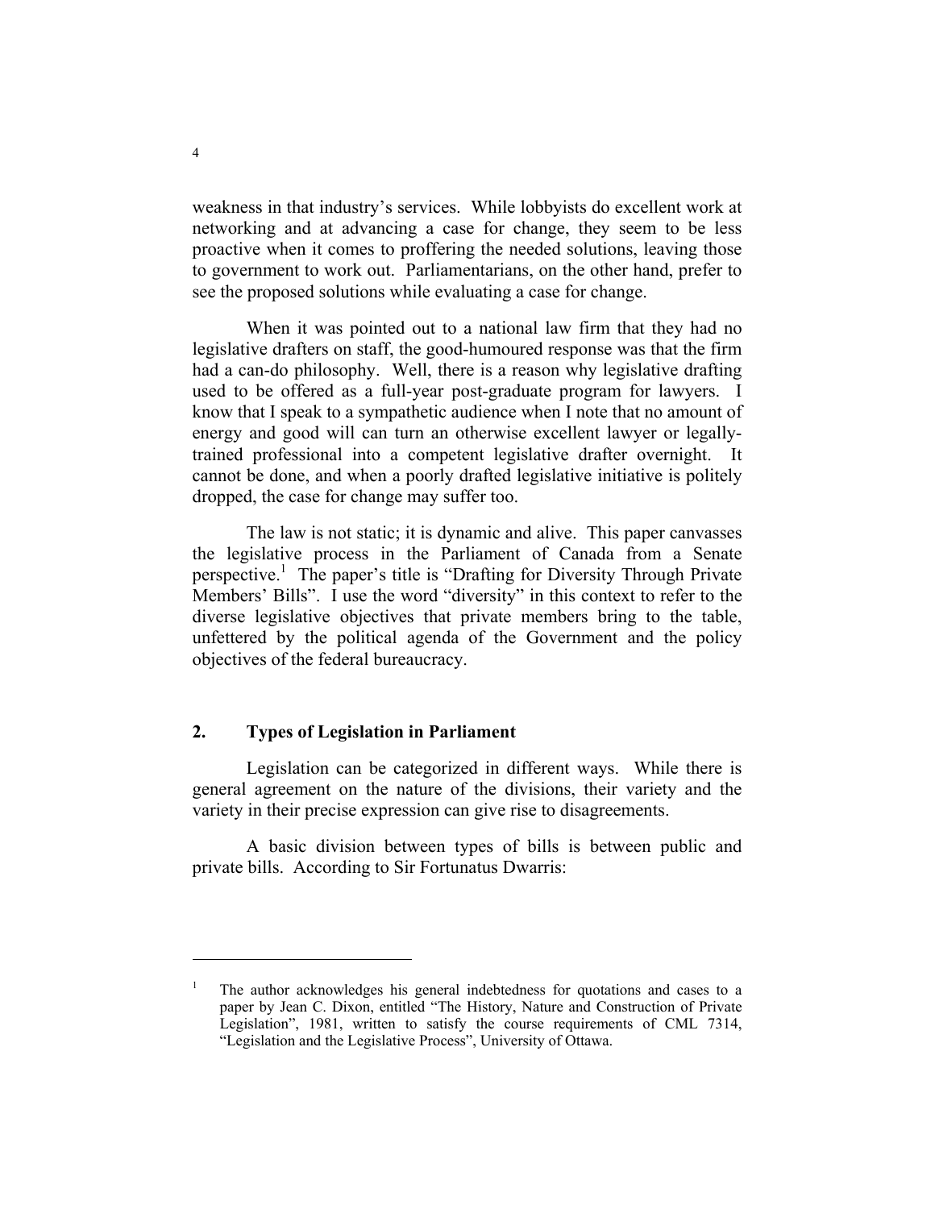weakness in that industry's services. While lobbyists do excellent work at networking and at advancing a case for change, they seem to be less proactive when it comes to proffering the needed solutions, leaving those to government to work out. Parliamentarians, on the other hand, prefer to see the proposed solutions while evaluating a case for change.

When it was pointed out to a national law firm that they had no legislative drafters on staff, the good-humoured response was that the firm had a can-do philosophy. Well, there is a reason why legislative drafting used to be offered as a full-year post-graduate program for lawyers. I know that I speak to a sympathetic audience when I note that no amount of energy and good will can turn an otherwise excellent lawyer or legally-trained professional into a competent legislative drafter overnight. It cannot be done, and when a poorly drafted legislative initiative is politely dropped, the case for change may suffer too.

The law is not static; it is dynamic and alive. This paper canvasses the legislative process in the Parliament of Canada from a Senate perspective.[1] The paper's title is "Drafting for Diversity Through Private Members' Bills". I use the word "diversity" in this context to refer to the diverse legislative objectives that private members bring to the table, unfettered by the political agenda of the Government and the policy objectives of the federal bureaucracy.

## 2. Types of Legislation in Parliament

Legislation can be categorized in different ways. While there is general agreement on the nature of the divisions, their variety and the variety in their precise expression can give rise to disagreements.

A basic division between types of bills is between public and private bills. According to Sir Fortunatus Dwarris:

---

[1] The author acknowledges his general indebtedness for quotations and cases to a paper by Jean C. Dixon, entitled "The History, Nature and Construction of Private Legislation", 1981, written to satisfy the course requirements of CML 7314, "Legislation and the Legislative Process", University of Ottawa.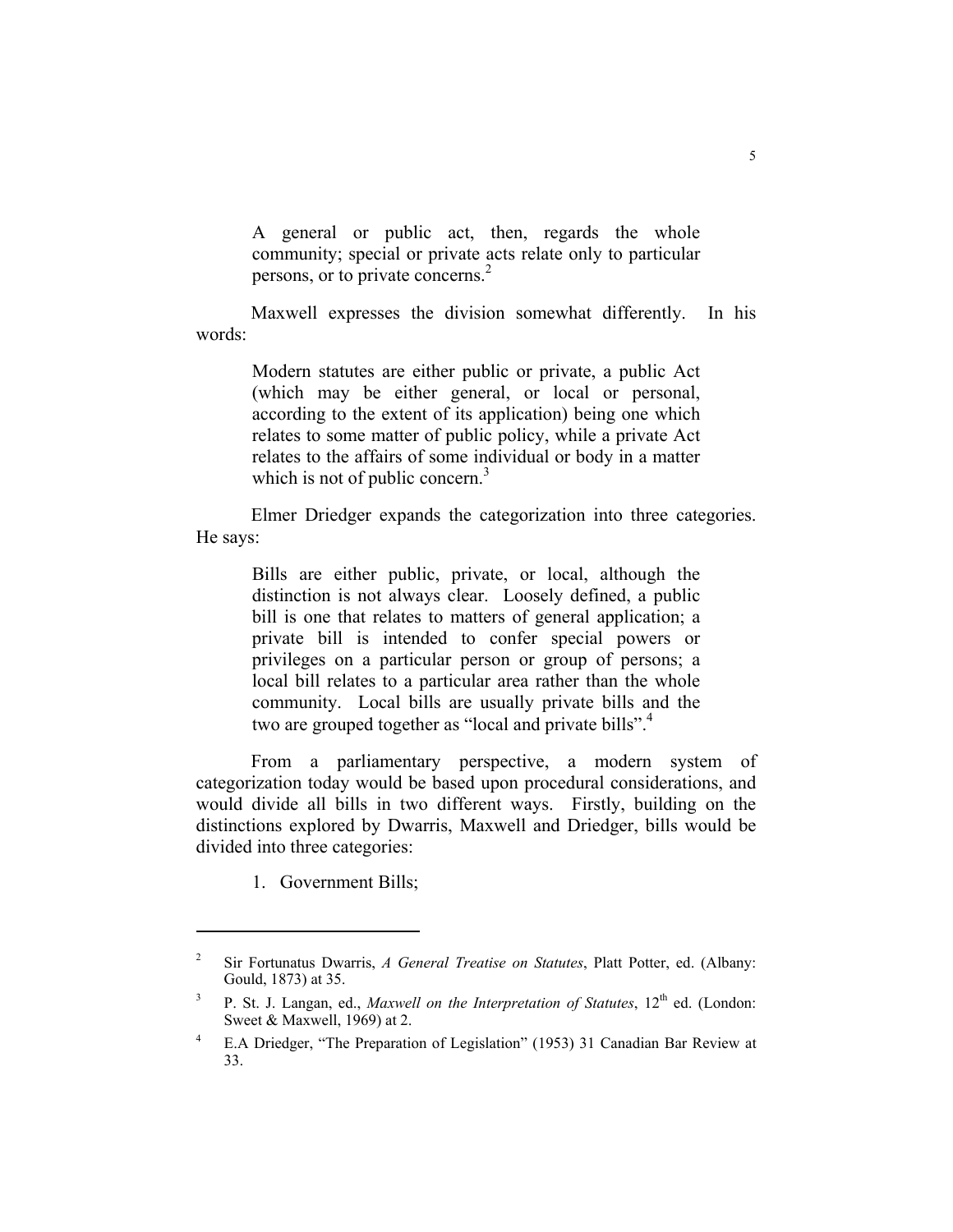> A general or public act, then, regards the whole community; special or private acts relate only to particular persons, or to private concerns.[2]

Maxwell expresses the division somewhat differently. In his words:

> Modern statutes are either public or private, a public Act (which may be either general, or local or personal, according to the extent of its application) being one which relates to some matter of public policy, while a private Act relates to the affairs of some individual or body in a matter which is not of public concern.[3]

Elmer Driedger expands the categorization into three categories. He says:

> Bills are either public, private, or local, although the distinction is not always clear. Loosely defined, a public bill is one that relates to matters of general application; a private bill is intended to confer special powers or privileges on a particular person or group of persons; a local bill relates to a particular area rather than the whole community. Local bills are usually private bills and the two are grouped together as "local and private bills".[4]

From a parliamentary perspective, a modern system of categorization today would be based upon procedural considerations, and would divide all bills in two different ways. Firstly, building on the distinctions explored by Dwarris, Maxwell and Driedger, bills would be divided into three categories:

1. Government Bills;

---

[2] Sir Fortunatus Dwarris, *A General Treatise on Statutes*, Platt Potter, ed. (Albany: Gould, 1873) at 35.

[3] P. St. J. Langan, ed., *Maxwell on the Interpretation of Statutes*, 12th ed. (London: Sweet & Maxwell, 1969) at 2.

[4] E.A Driedger, "The Preparation of Legislation" (1953) 31 Canadian Bar Review at 33.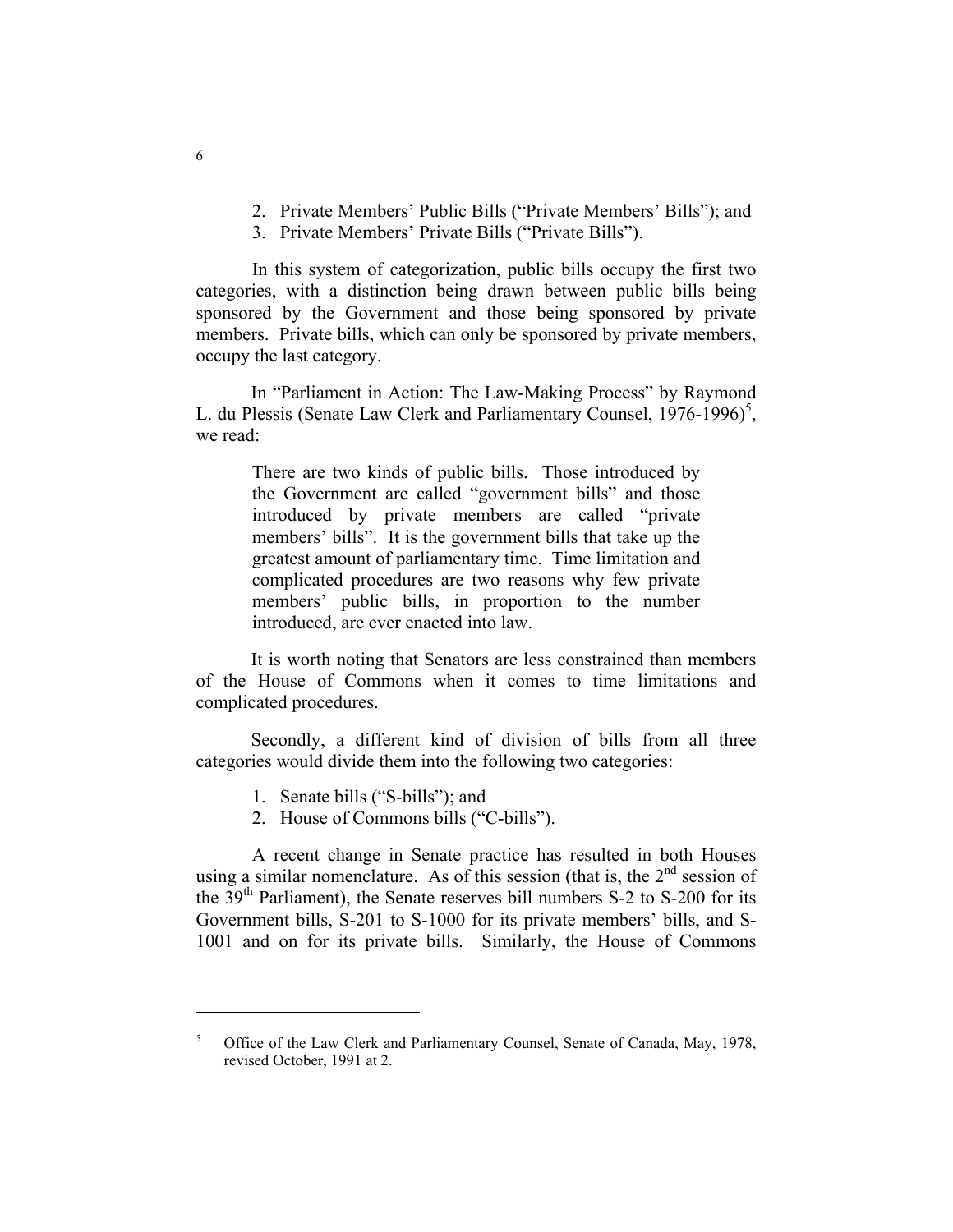2. Private Members' Public Bills ("Private Members' Bills"); and
3. Private Members' Private Bills ("Private Bills").

In this system of categorization, public bills occupy the first two categories, with a distinction being drawn between public bills being sponsored by the Government and those being sponsored by private members. Private bills, which can only be sponsored by private members, occupy the last category.

In "Parliament in Action: The Law-Making Process" by Raymond L. du Plessis (Senate Law Clerk and Parliamentary Counsel, 1976-1996)[5], we read:

> There are two kinds of public bills. Those introduced by the Government are called "government bills" and those introduced by private members are called "private members' bills". It is the government bills that take up the greatest amount of parliamentary time. Time limitation and complicated procedures are two reasons why few private members' public bills, in proportion to the number introduced, are ever enacted into law.

It is worth noting that Senators are less constrained than members of the House of Commons when it comes to time limitations and complicated procedures.

Secondly, a different kind of division of bills from all three categories would divide them into the following two categories:

1. Senate bills ("S-bills"); and
2. House of Commons bills ("C-bills").

A recent change in Senate practice has resulted in both Houses using a similar nomenclature. As of this session (that is, the 2nd session of the 39th Parliament), the Senate reserves bill numbers S-2 to S-200 for its Government bills, S-201 to S-1000 for its private members' bills, and S-1001 and on for its private bills. Similarly, the House of Commons

---

[5] Office of the Law Clerk and Parliamentary Counsel, Senate of Canada, May, 1978, revised October, 1991 at 2.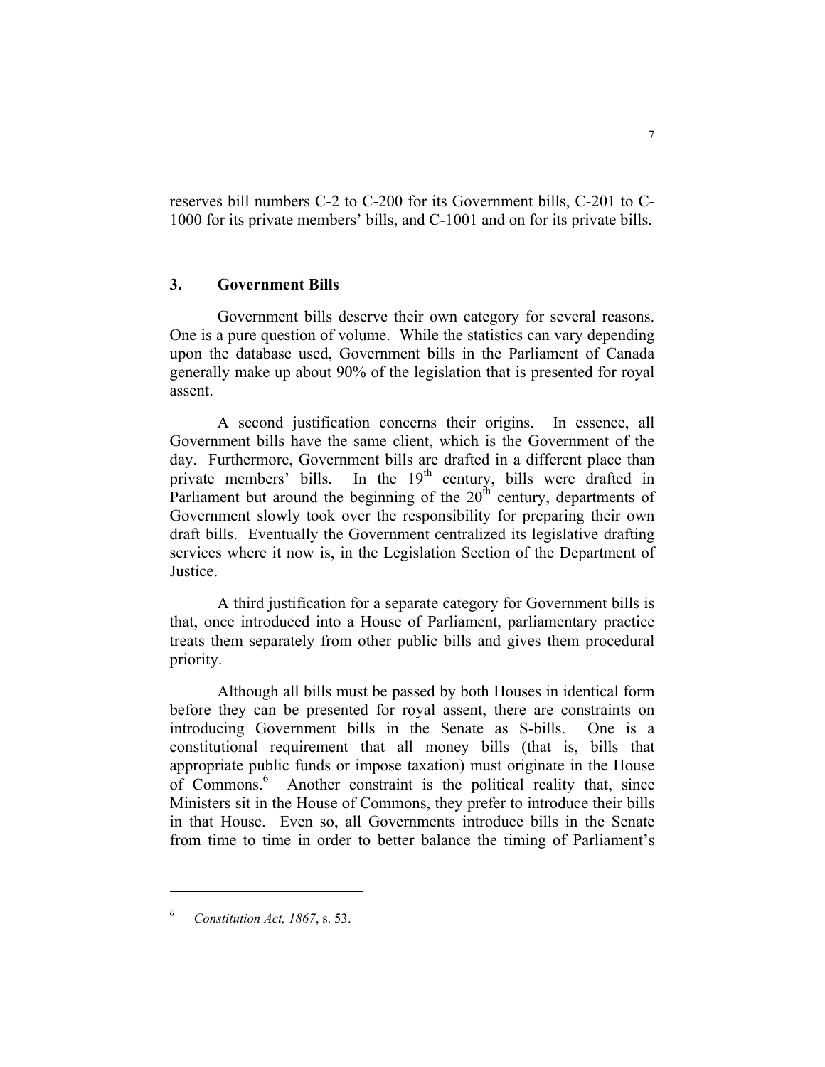reserves bill numbers C-2 to C-200 for its Government bills, C-201 to C-1000 for its private members' bills, and C-1001 and on for its private bills.

### 3. Government Bills

Government bills deserve their own category for several reasons. One is a pure question of volume. While the statistics can vary depending upon the database used, Government bills in the Parliament of Canada generally make up about 90% of the legislation that is presented for royal assent.

A second justification concerns their origins. In essence, all Government bills have the same client, which is the Government of the day. Furthermore, Government bills are drafted in a different place than private members' bills. In the 19th century, bills were drafted in Parliament but around the beginning of the 20th century, departments of Government slowly took over the responsibility for preparing their own draft bills. Eventually the Government centralized its legislative drafting services where it now is, in the Legislation Section of the Department of Justice.

A third justification for a separate category for Government bills is that, once introduced into a House of Parliament, parliamentary practice treats them separately from other public bills and gives them procedural priority.

Although all bills must be passed by both Houses in identical form before they can be presented for royal assent, there are constraints on introducing Government bills in the Senate as S-bills. One is a constitutional requirement that all money bills (that is, bills that appropriate public funds or impose taxation) must originate in the House of Commons.[6] Another constraint is the political reality that, since Ministers sit in the House of Commons, they prefer to introduce their bills in that House. Even so, all Governments introduce bills in the Senate from time to time in order to better balance the timing of Parliament's

---

[6] *Constitution Act, 1867*, s. 53.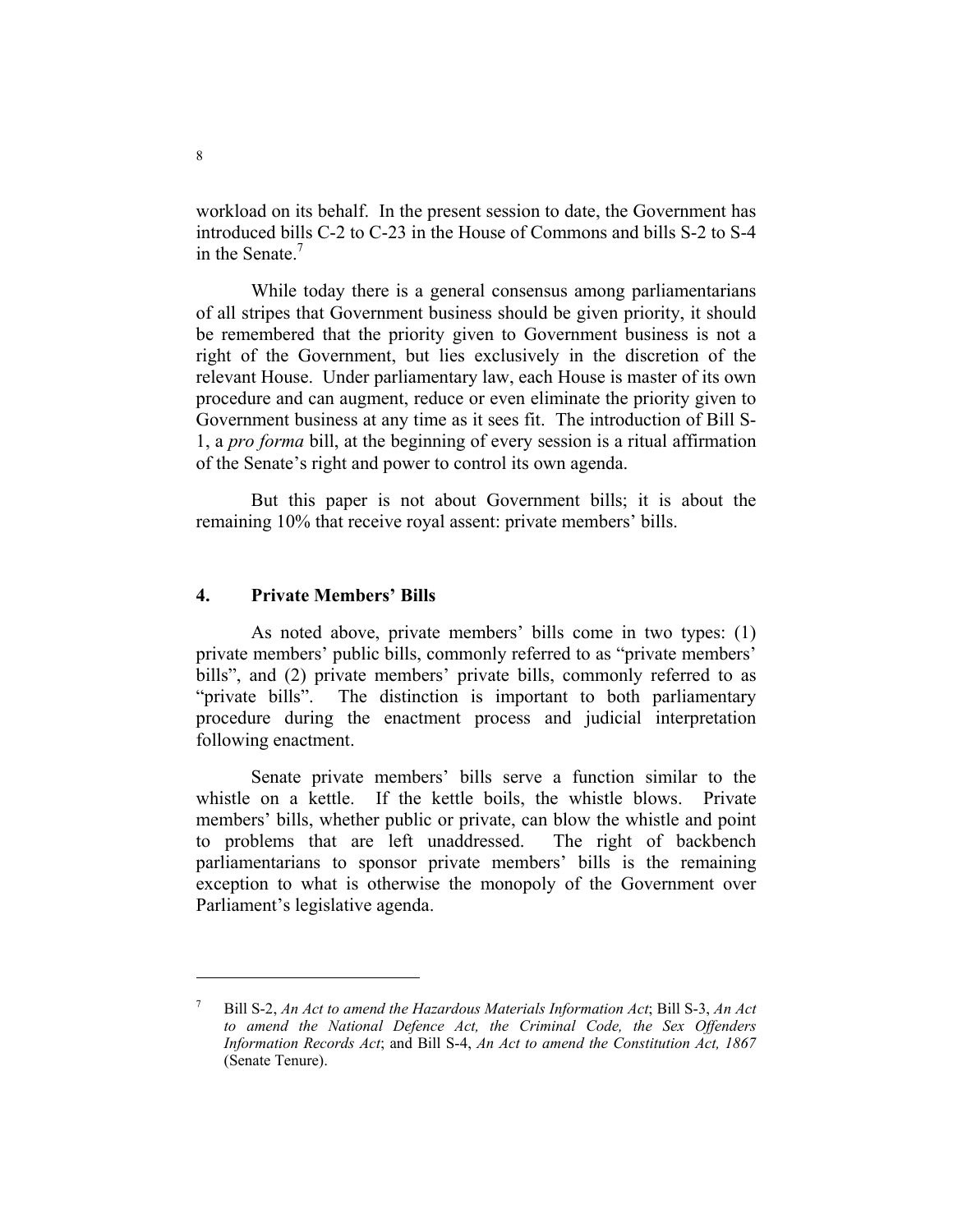workload on its behalf. In the present session to date, the Government has introduced bills C-2 to C-23 in the House of Commons and bills S-2 to S-4 in the Senate.[7]

While today there is a general consensus among parliamentarians of all stripes that Government business should be given priority, it should be remembered that the priority given to Government business is not a right of the Government, but lies exclusively in the discretion of the relevant House. Under parliamentary law, each House is master of its own procedure and can augment, reduce or even eliminate the priority given to Government business at any time as it sees fit. The introduction of Bill S-1, a *pro forma* bill, at the beginning of every session is a ritual affirmation of the Senate's right and power to control its own agenda.

But this paper is not about Government bills; it is about the remaining 10% that receive royal assent: private members' bills.

## 4. Private Members' Bills

As noted above, private members' bills come in two types: (1) private members' public bills, commonly referred to as "private members' bills", and (2) private members' private bills, commonly referred to as "private bills". The distinction is important to both parliamentary procedure during the enactment process and judicial interpretation following enactment.

Senate private members' bills serve a function similar to the whistle on a kettle. If the kettle boils, the whistle blows. Private members' bills, whether public or private, can blow the whistle and point to problems that are left unaddressed. The right of backbench parliamentarians to sponsor private members' bills is the remaining exception to what is otherwise the monopoly of the Government over Parliament's legislative agenda.

---

[7] Bill S-2, *An Act to amend the Hazardous Materials Information Act*; Bill S-3, *An Act to amend the National Defence Act, the Criminal Code, the Sex Offenders Information Records Act*; and Bill S-4, *An Act to amend the Constitution Act, 1867* (Senate Tenure).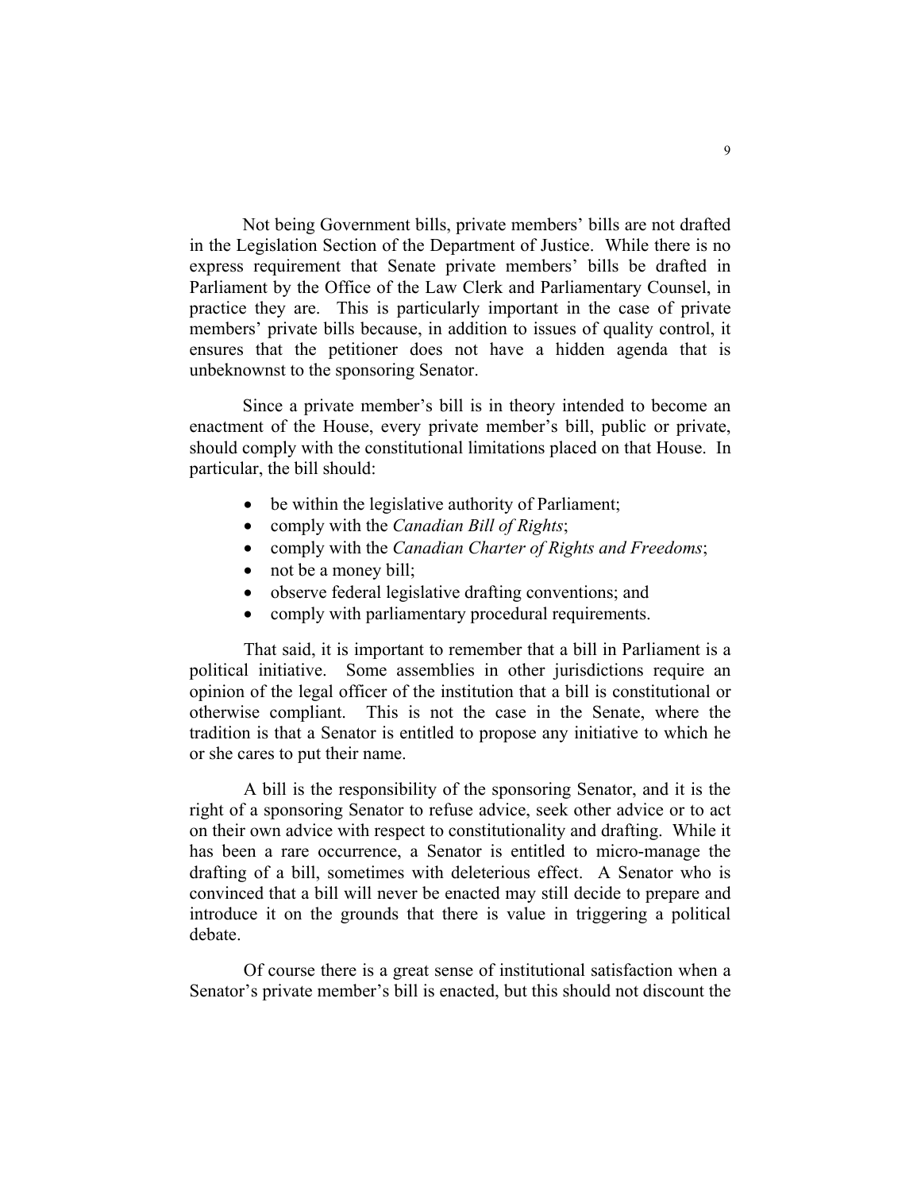Not being Government bills, private members' bills are not drafted in the Legislation Section of the Department of Justice. While there is no express requirement that Senate private members' bills be drafted in Parliament by the Office of the Law Clerk and Parliamentary Counsel, in practice they are. This is particularly important in the case of private members' private bills because, in addition to issues of quality control, it ensures that the petitioner does not have a hidden agenda that is unbeknownst to the sponsoring Senator.

Since a private member's bill is in theory intended to become an enactment of the House, every private member's bill, public or private, should comply with the constitutional limitations placed on that House. In particular, the bill should:

- be within the legislative authority of Parliament;
- comply with the *Canadian Bill of Rights*;
- comply with the *Canadian Charter of Rights and Freedoms*;
- not be a money bill;
- observe federal legislative drafting conventions; and
- comply with parliamentary procedural requirements.

That said, it is important to remember that a bill in Parliament is a political initiative. Some assemblies in other jurisdictions require an opinion of the legal officer of the institution that a bill is constitutional or otherwise compliant. This is not the case in the Senate, where the tradition is that a Senator is entitled to propose any initiative to which he or she cares to put their name.

A bill is the responsibility of the sponsoring Senator, and it is the right of a sponsoring Senator to refuse advice, seek other advice or to act on their own advice with respect to constitutionality and drafting. While it has been a rare occurrence, a Senator is entitled to micro-manage the drafting of a bill, sometimes with deleterious effect. A Senator who is convinced that a bill will never be enacted may still decide to prepare and introduce it on the grounds that there is value in triggering a political debate.

Of course there is a great sense of institutional satisfaction when a Senator's private member's bill is enacted, but this should not discount the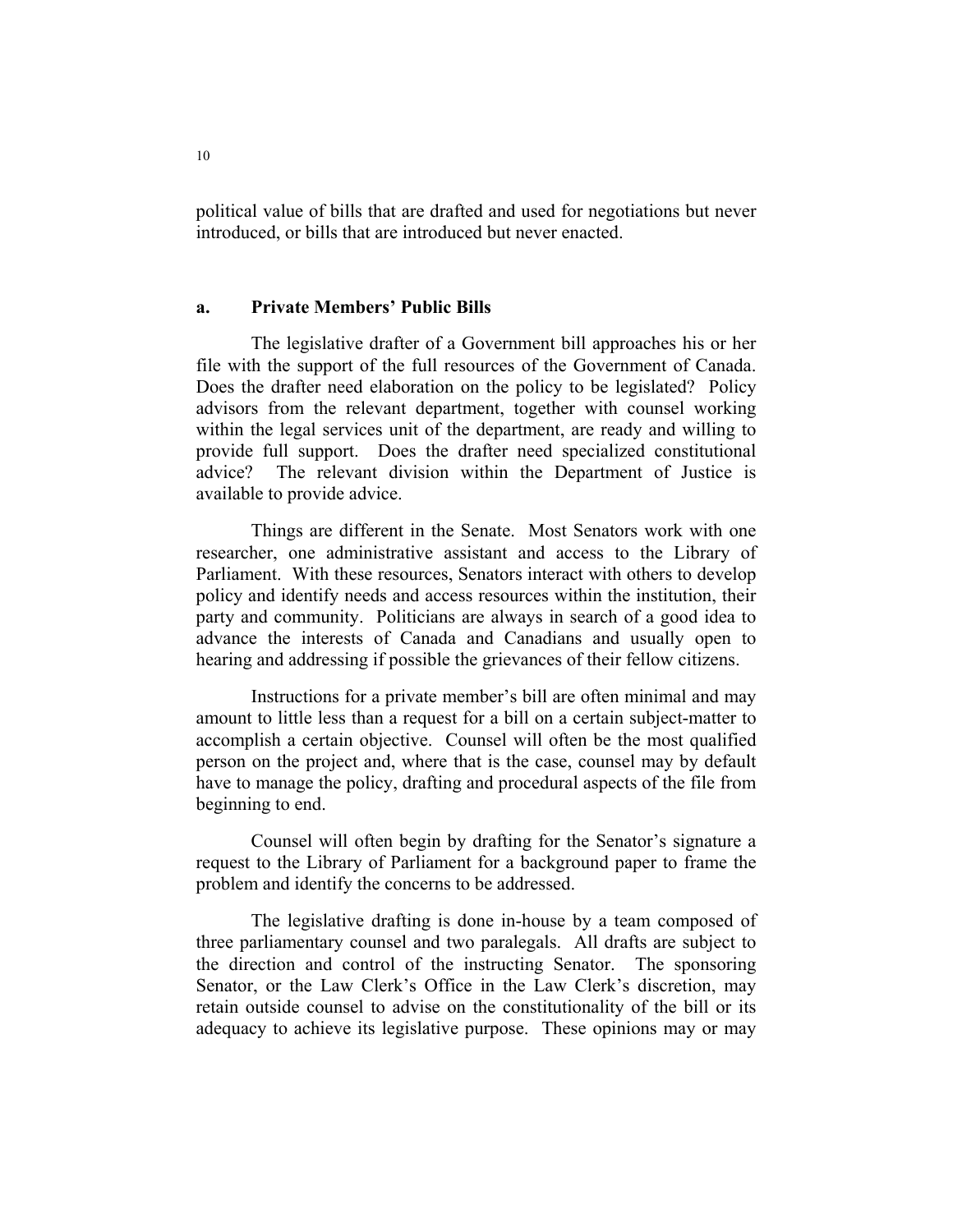political value of bills that are drafted and used for negotiations but never introduced, or bills that are introduced but never enacted.

### a. Private Members' Public Bills

The legislative drafter of a Government bill approaches his or her file with the support of the full resources of the Government of Canada. Does the drafter need elaboration on the policy to be legislated? Policy advisors from the relevant department, together with counsel working within the legal services unit of the department, are ready and willing to provide full support. Does the drafter need specialized constitutional advice? The relevant division within the Department of Justice is available to provide advice.

Things are different in the Senate. Most Senators work with one researcher, one administrative assistant and access to the Library of Parliament. With these resources, Senators interact with others to develop policy and identify needs and access resources within the institution, their party and community. Politicians are always in search of a good idea to advance the interests of Canada and Canadians and usually open to hearing and addressing if possible the grievances of their fellow citizens.

Instructions for a private member's bill are often minimal and may amount to little less than a request for a bill on a certain subject-matter to accomplish a certain objective. Counsel will often be the most qualified person on the project and, where that is the case, counsel may by default have to manage the policy, drafting and procedural aspects of the file from beginning to end.

Counsel will often begin by drafting for the Senator's signature a request to the Library of Parliament for a background paper to frame the problem and identify the concerns to be addressed.

The legislative drafting is done in-house by a team composed of three parliamentary counsel and two paralegals. All drafts are subject to the direction and control of the instructing Senator. The sponsoring Senator, or the Law Clerk's Office in the Law Clerk's discretion, may retain outside counsel to advise on the constitutionality of the bill or its adequacy to achieve its legislative purpose. These opinions may or may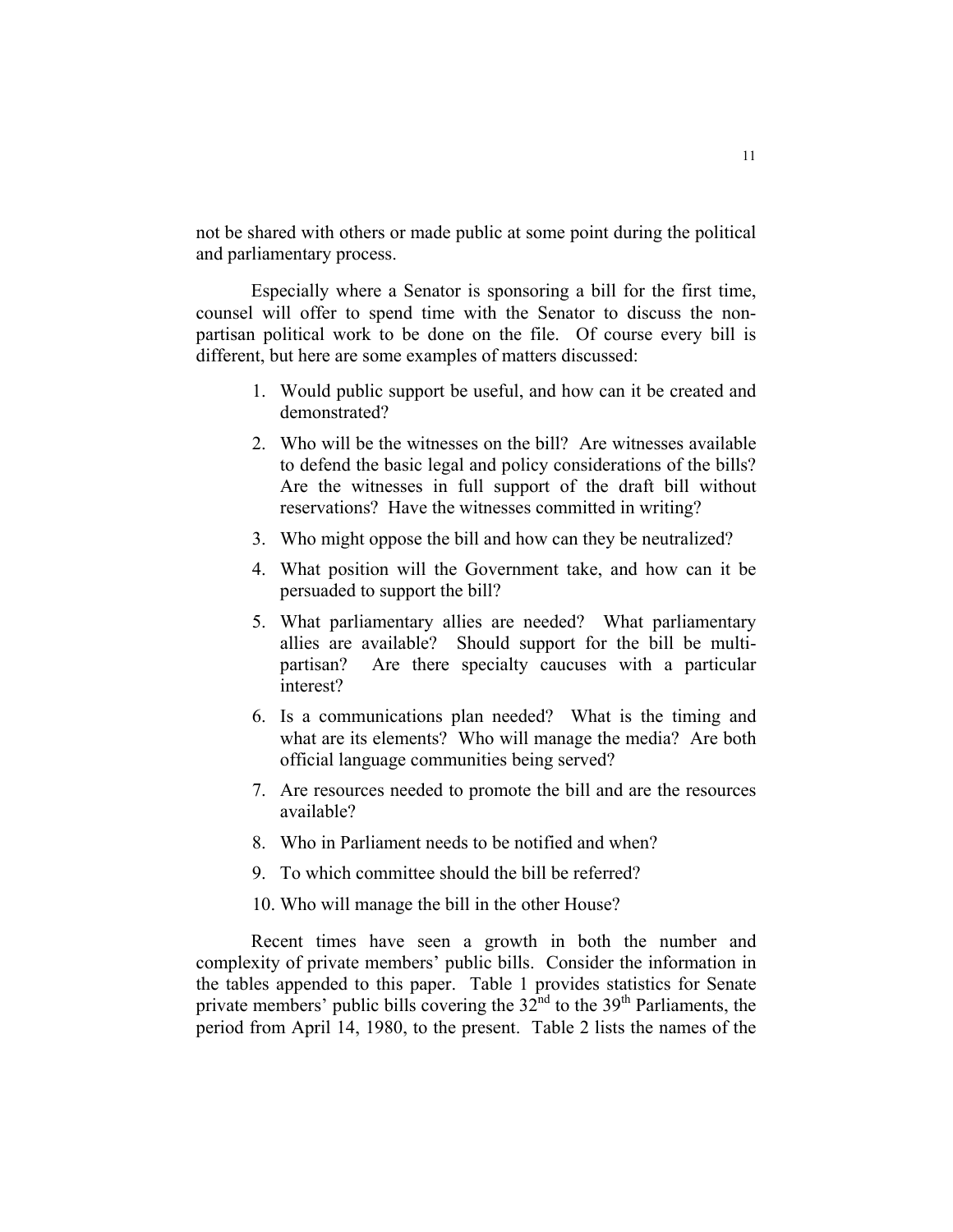not be shared with others or made public at some point during the political and parliamentary process.

Especially where a Senator is sponsoring a bill for the first time, counsel will offer to spend time with the Senator to discuss the non-partisan political work to be done on the file. Of course every bill is different, but here are some examples of matters discussed:

1. Would public support be useful, and how can it be created and demonstrated?
2. Who will be the witnesses on the bill? Are witnesses available to defend the basic legal and policy considerations of the bills? Are the witnesses in full support of the draft bill without reservations? Have the witnesses committed in writing?
3. Who might oppose the bill and how can they be neutralized?
4. What position will the Government take, and how can it be persuaded to support the bill?
5. What parliamentary allies are needed? What parliamentary allies are available? Should support for the bill be multi-partisan? Are there specialty caucuses with a particular interest?
6. Is a communications plan needed? What is the timing and what are its elements? Who will manage the media? Are both official language communities being served?
7. Are resources needed to promote the bill and are the resources available?
8. Who in Parliament needs to be notified and when?
9. To which committee should the bill be referred?
10. Who will manage the bill in the other House?

Recent times have seen a growth in both the number and complexity of private members' public bills. Consider the information in the tables appended to this paper. Table 1 provides statistics for Senate private members' public bills covering the 32nd to the 39th Parliaments, the period from April 14, 1980, to the present. Table 2 lists the names of the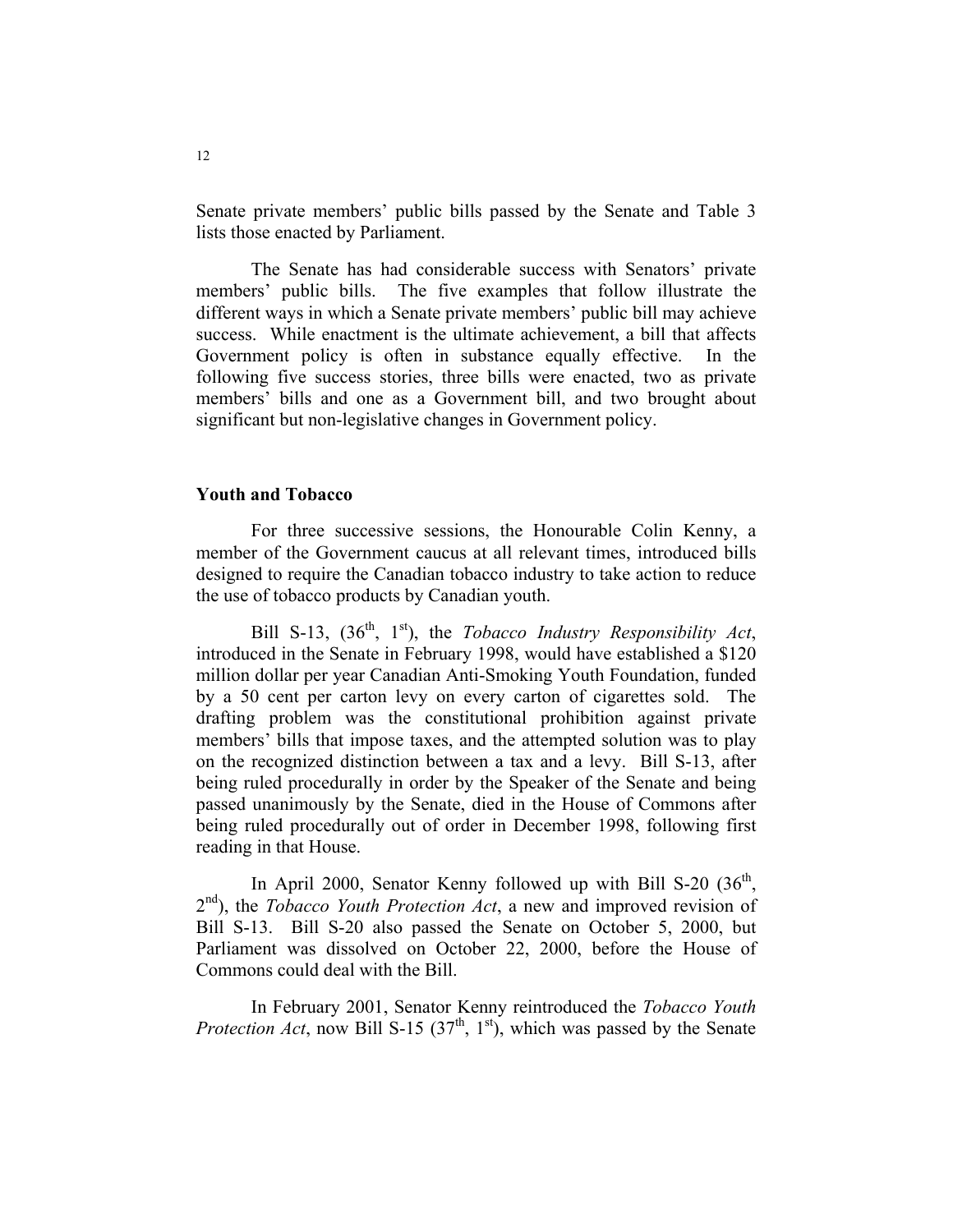Senate private members' public bills passed by the Senate and Table 3 lists those enacted by Parliament.

The Senate has had considerable success with Senators' private members' public bills. The five examples that follow illustrate the different ways in which a Senate private members' public bill may achieve success. While enactment is the ultimate achievement, a bill that affects Government policy is often in substance equally effective. In the following five success stories, three bills were enacted, two as private members' bills and one as a Government bill, and two brought about significant but non-legislative changes in Government policy.

## Youth and Tobacco

For three successive sessions, the Honourable Colin Kenny, a member of the Government caucus at all relevant times, introduced bills designed to require the Canadian tobacco industry to take action to reduce the use of tobacco products by Canadian youth.

Bill S-13, (36th, 1st), the *Tobacco Industry Responsibility Act*, introduced in the Senate in February 1998, would have established a $120 million dollar per year Canadian Anti-Smoking Youth Foundation, funded by a 50 cent per carton levy on every carton of cigarettes sold. The drafting problem was the constitutional prohibition against private members' bills that impose taxes, and the attempted solution was to play on the recognized distinction between a tax and a levy. Bill S-13, after being ruled procedurally in order by the Speaker of the Senate and being passed unanimously by the Senate, died in the House of Commons after being ruled procedurally out of order in December 1998, following first reading in that House.

In April 2000, Senator Kenny followed up with Bill S-20 (36th, 2nd), the *Tobacco Youth Protection Act*, a new and improved revision of Bill S-13. Bill S-20 also passed the Senate on October 5, 2000, but Parliament was dissolved on October 22, 2000, before the House of Commons could deal with the Bill.

In February 2001, Senator Kenny reintroduced the *Tobacco Youth Protection Act*, now Bill S-15 (37th, 1st), which was passed by the Senate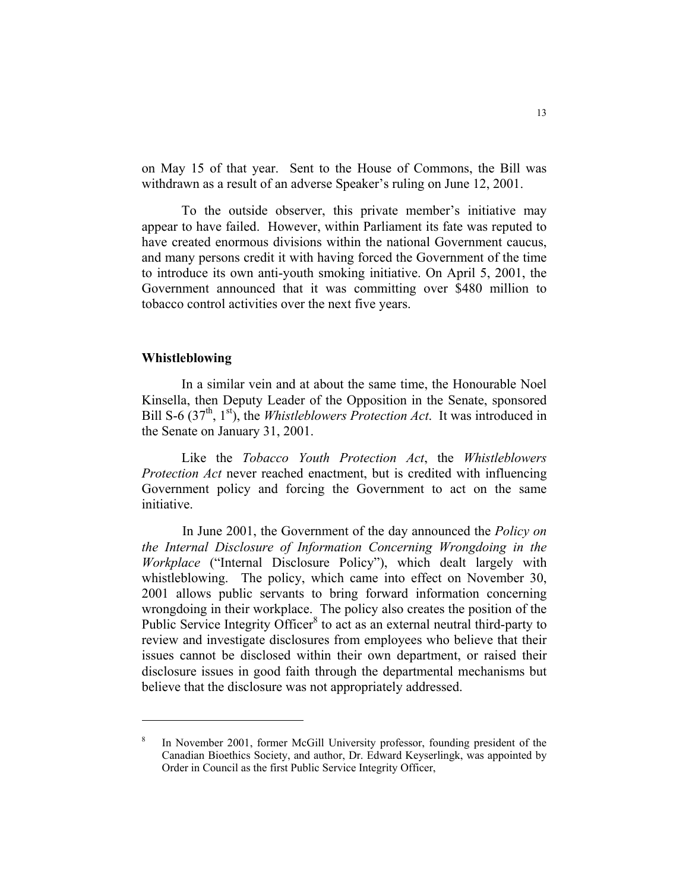on May 15 of that year. Sent to the House of Commons, the Bill was withdrawn as a result of an adverse Speaker's ruling on June 12, 2001.

To the outside observer, this private member's initiative may appear to have failed. However, within Parliament its fate was reputed to have created enormous divisions within the national Government caucus, and many persons credit it with having forced the Government of the time to introduce its own anti-youth smoking initiative. On April 5, 2001, the Government announced that it was committing over $480 million to tobacco control activities over the next five years.

## Whistleblowing

In a similar vein and at about the same time, the Honourable Noel Kinsella, then Deputy Leader of the Opposition in the Senate, sponsored Bill S-6 (37th, 1st), the *Whistleblowers Protection Act*. It was introduced in the Senate on January 31, 2001.

Like the *Tobacco Youth Protection Act*, the *Whistleblowers Protection Act* never reached enactment, but is credited with influencing Government policy and forcing the Government to act on the same initiative.

In June 2001, the Government of the day announced the *Policy on the Internal Disclosure of Information Concerning Wrongdoing in the Workplace* ("Internal Disclosure Policy"), which dealt largely with whistleblowing. The policy, which came into effect on November 30, 2001 allows public servants to bring forward information concerning wrongdoing in their workplace. The policy also creates the position of the Public Service Integrity Officer[8] to act as an external neutral third-party to review and investigate disclosures from employees who believe that their issues cannot be disclosed within their own department, or raised their disclosure issues in good faith through the departmental mechanisms but believe that the disclosure was not appropriately addressed.

---

[8] In November 2001, former McGill University professor, founding president of the Canadian Bioethics Society, and author, Dr. Edward Keyserlingk, was appointed by Order in Council as the first Public Service Integrity Officer,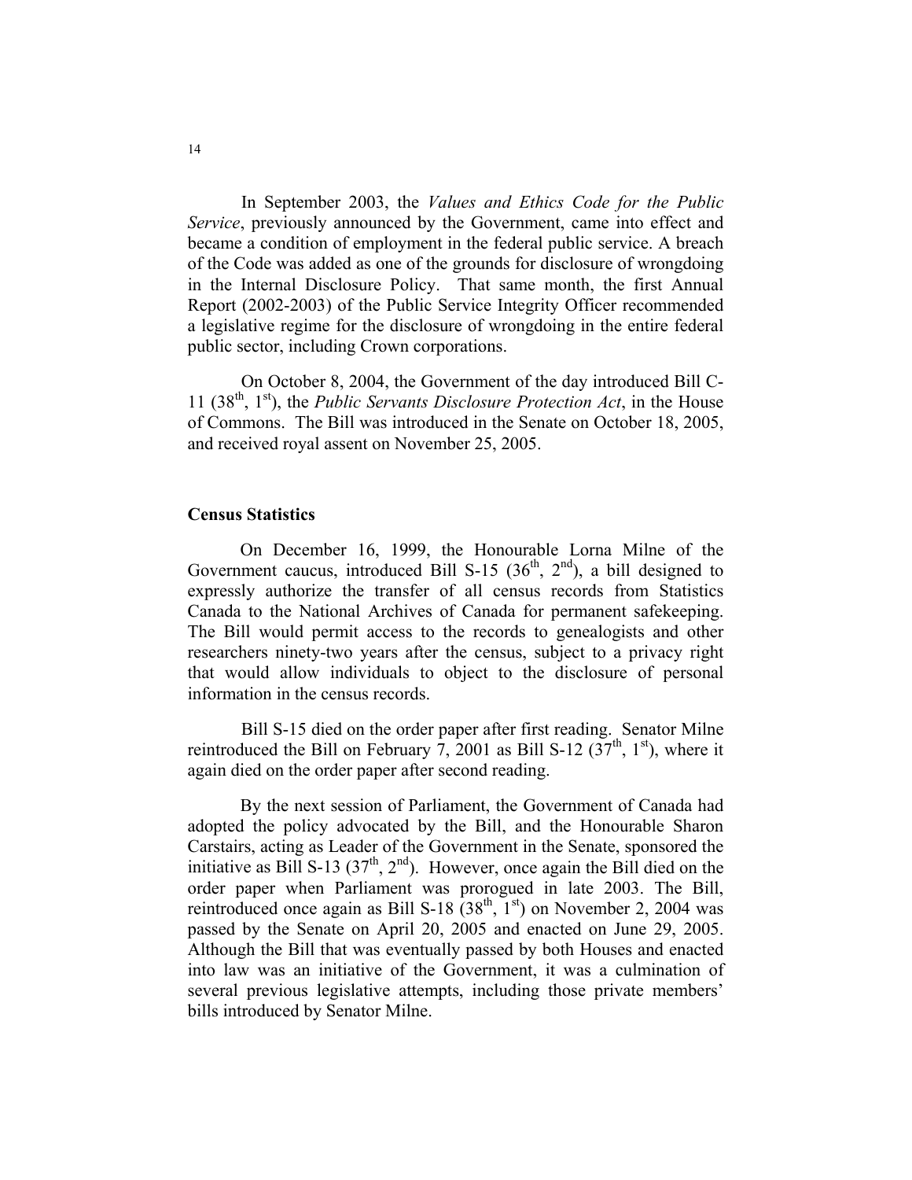In September 2003, the *Values and Ethics Code for the Public Service*, previously announced by the Government, came into effect and became a condition of employment in the federal public service. A breach of the Code was added as one of the grounds for disclosure of wrongdoing in the Internal Disclosure Policy. That same month, the first Annual Report (2002-2003) of the Public Service Integrity Officer recommended a legislative regime for the disclosure of wrongdoing in the entire federal public sector, including Crown corporations.

On October 8, 2004, the Government of the day introduced Bill C-11 (38th, 1st), the *Public Servants Disclosure Protection Act*, in the House of Commons. The Bill was introduced in the Senate on October 18, 2005, and received royal assent on November 25, 2005.

## Census Statistics

On December 16, 1999, the Honourable Lorna Milne of the Government caucus, introduced Bill S-15 (36th, 2nd), a bill designed to expressly authorize the transfer of all census records from Statistics Canada to the National Archives of Canada for permanent safekeeping. The Bill would permit access to the records to genealogists and other researchers ninety-two years after the census, subject to a privacy right that would allow individuals to object to the disclosure of personal information in the census records.

Bill S-15 died on the order paper after first reading. Senator Milne reintroduced the Bill on February 7, 2001 as Bill S-12 (37th, 1st), where it again died on the order paper after second reading.

By the next session of Parliament, the Government of Canada had adopted the policy advocated by the Bill, and the Honourable Sharon Carstairs, acting as Leader of the Government in the Senate, sponsored the initiative as Bill S-13 (37th, 2nd). However, once again the Bill died on the order paper when Parliament was prorogued in late 2003. The Bill, reintroduced once again as Bill S-18 (38th, 1st) on November 2, 2004 was passed by the Senate on April 20, 2005 and enacted on June 29, 2005. Although the Bill that was eventually passed by both Houses and enacted into law was an initiative of the Government, it was a culmination of several previous legislative attempts, including those private members' bills introduced by Senator Milne.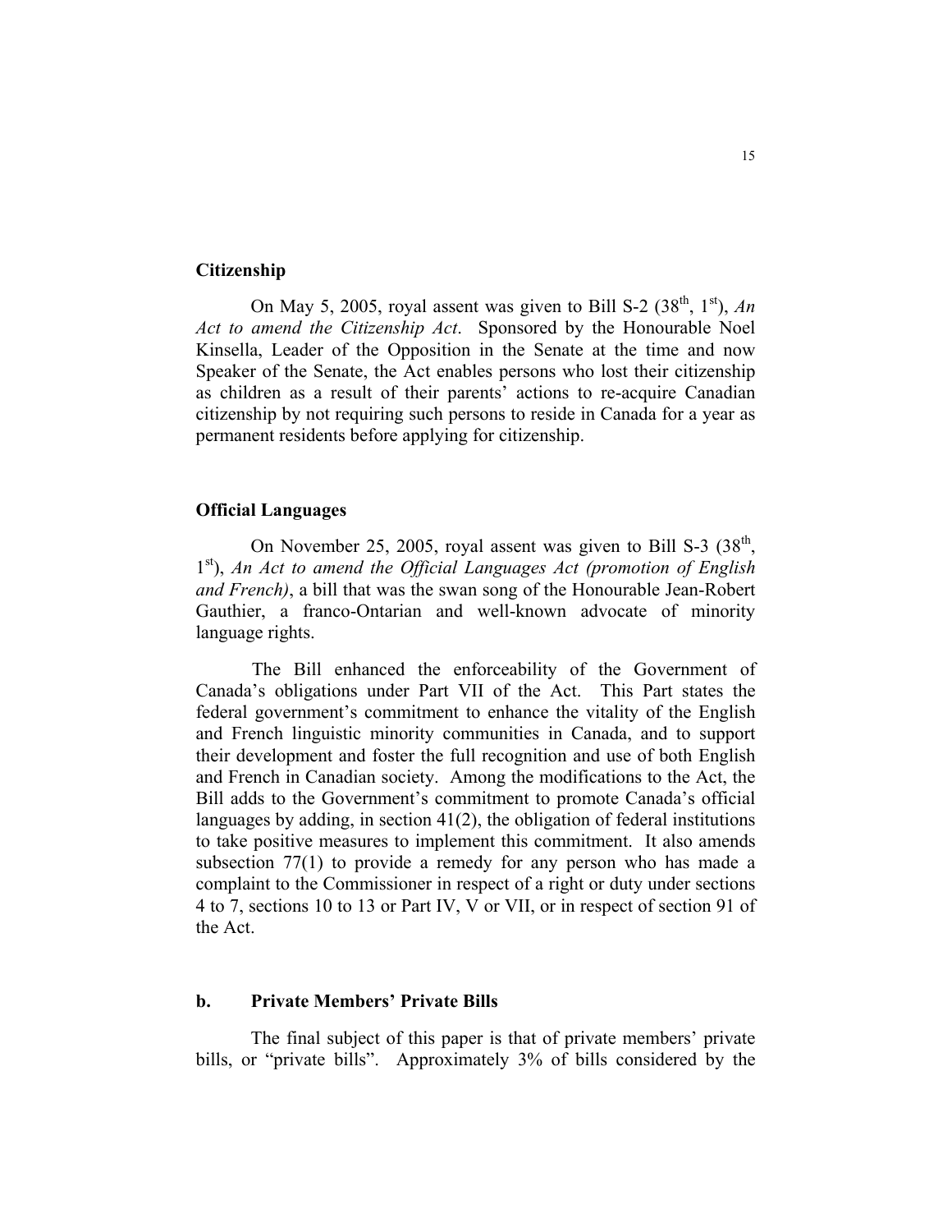### Citizenship

On May 5, 2005, royal assent was given to Bill S-2 ($38^{th}$, $1^{st}$), *An Act to amend the Citizenship Act*. Sponsored by the Honourable Noel Kinsella, Leader of the Opposition in the Senate at the time and now Speaker of the Senate, the Act enables persons who lost their citizenship as children as a result of their parents' actions to re-acquire Canadian citizenship by not requiring such persons to reside in Canada for a year as permanent residents before applying for citizenship.

### Official Languages

On November 25, 2005, royal assent was given to Bill S-3 ($38^{th}$, $1^{st}$), *An Act to amend the Official Languages Act (promotion of English and French)*, a bill that was the swan song of the Honourable Jean-Robert Gauthier, a franco-Ontarian and well-known advocate of minority language rights.

The Bill enhanced the enforceability of the Government of Canada's obligations under Part VII of the Act. This Part states the federal government's commitment to enhance the vitality of the English and French linguistic minority communities in Canada, and to support their development and foster the full recognition and use of both English and French in Canadian society. Among the modifications to the Act, the Bill adds to the Government's commitment to promote Canada's official languages by adding, in section 41(2), the obligation of federal institutions to take positive measures to implement this commitment. It also amends subsection 77(1) to provide a remedy for any person who has made a complaint to the Commissioner in respect of a right or duty under sections 4 to 7, sections 10 to 13 or Part IV, V or VII, or in respect of section 91 of the Act.

## b. Private Members' Private Bills

The final subject of this paper is that of private members' private bills, or "private bills". Approximately 3% of bills considered by the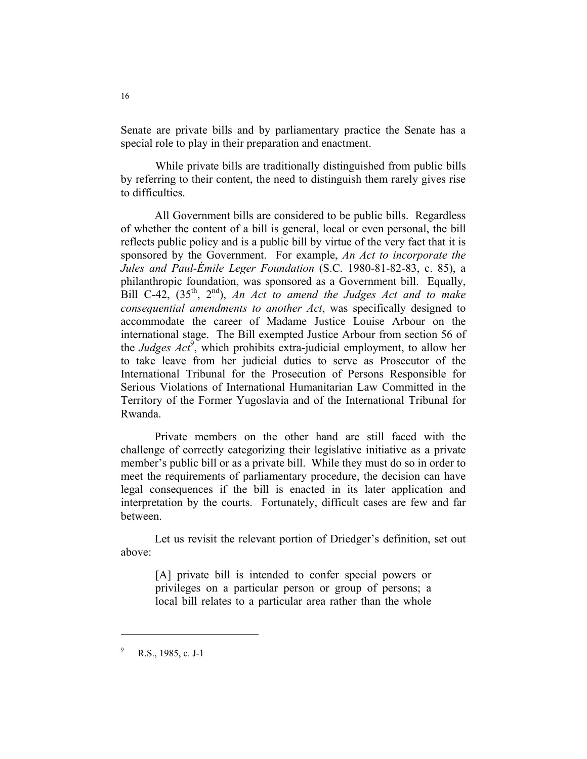Senate are private bills and by parliamentary practice the Senate has a special role to play in their preparation and enactment.

While private bills are traditionally distinguished from public bills by referring to their content, the need to distinguish them rarely gives rise to difficulties.

All Government bills are considered to be public bills. Regardless of whether the content of a bill is general, local or even personal, the bill reflects public policy and is a public bill by virtue of the very fact that it is sponsored by the Government. For example, *An Act to incorporate the Jules and Paul-Émile Leger Foundation* (S.C. 1980-81-82-83, c. 85), a philanthropic foundation, was sponsored as a Government bill. Equally, Bill C-42, (35th, 2nd), *An Act to amend the Judges Act and to make consequential amendments to another Act*, was specifically designed to accommodate the career of Madame Justice Louise Arbour on the international stage. The Bill exempted Justice Arbour from section 56 of the *Judges Act*[9], which prohibits extra-judicial employment, to allow her to take leave from her judicial duties to serve as Prosecutor of the International Tribunal for the Prosecution of Persons Responsible for Serious Violations of International Humanitarian Law Committed in the Territory of the Former Yugoslavia and of the International Tribunal for Rwanda.

Private members on the other hand are still faced with the challenge of correctly categorizing their legislative initiative as a private member's public bill or as a private bill. While they must do so in order to meet the requirements of parliamentary procedure, the decision can have legal consequences if the bill is enacted in its later application and interpretation by the courts. Fortunately, difficult cases are few and far between.

Let us revisit the relevant portion of Driedger's definition, set out above:

> [A] private bill is intended to confer special powers or privileges on a particular person or group of persons; a local bill relates to a particular area rather than the whole

---

[9] R.S., 1985, c. J-1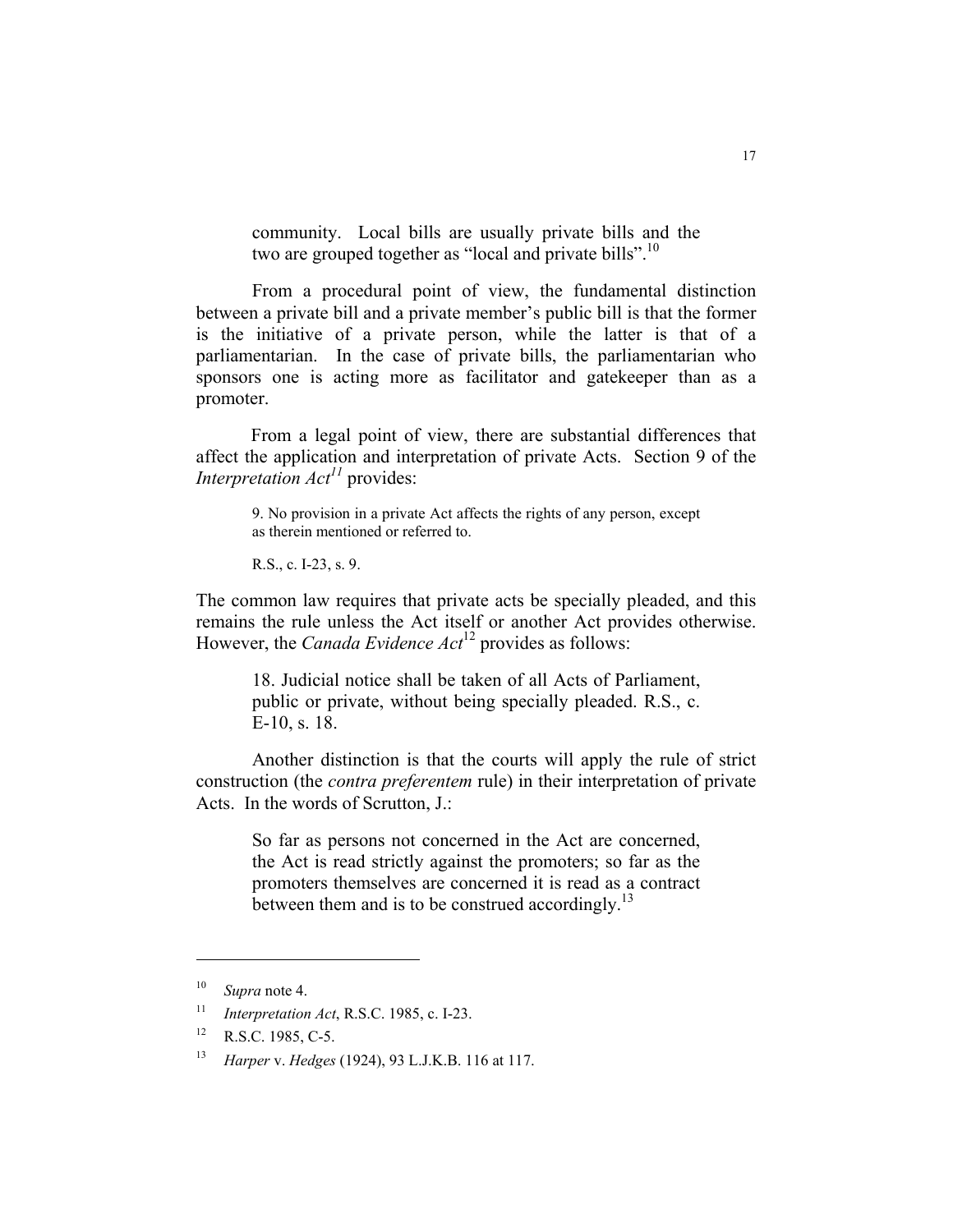> community. Local bills are usually private bills and the two are grouped together as "local and private bills".[10]

From a procedural point of view, the fundamental distinction between a private bill and a private member's public bill is that the former is the initiative of a private person, while the latter is that of a parliamentarian. In the case of private bills, the parliamentarian who sponsors one is acting more as facilitator and gatekeeper than as a promoter.

From a legal point of view, there are substantial differences that affect the application and interpretation of private Acts. Section 9 of the *Interpretation Act*[11] provides:

> 9. No provision in a private Act affects the rights of any person, except as therein mentioned or referred to.
>
> R.S., c. I-23, s. 9.

The common law requires that private acts be specially pleaded, and this remains the rule unless the Act itself or another Act provides otherwise. However, the *Canada Evidence Act*[12] provides as follows:

> 18. Judicial notice shall be taken of all Acts of Parliament, public or private, without being specially pleaded. R.S., c. E-10, s. 18.

Another distinction is that the courts will apply the rule of strict construction (the *contra preferentem* rule) in their interpretation of private Acts. In the words of Scrutton, J.:

> So far as persons not concerned in the Act are concerned, the Act is read strictly against the promoters; so far as the promoters themselves are concerned it is read as a contract between them and is to be construed accordingly.[13]

---

[10] *Supra* note 4.

[11] *Interpretation Act*, R.S.C. 1985, c. I-23.

[12] R.S.C. 1985, C-5.

[13] *Harper* v. *Hedges* (1924), 93 L.J.K.B. 116 at 117.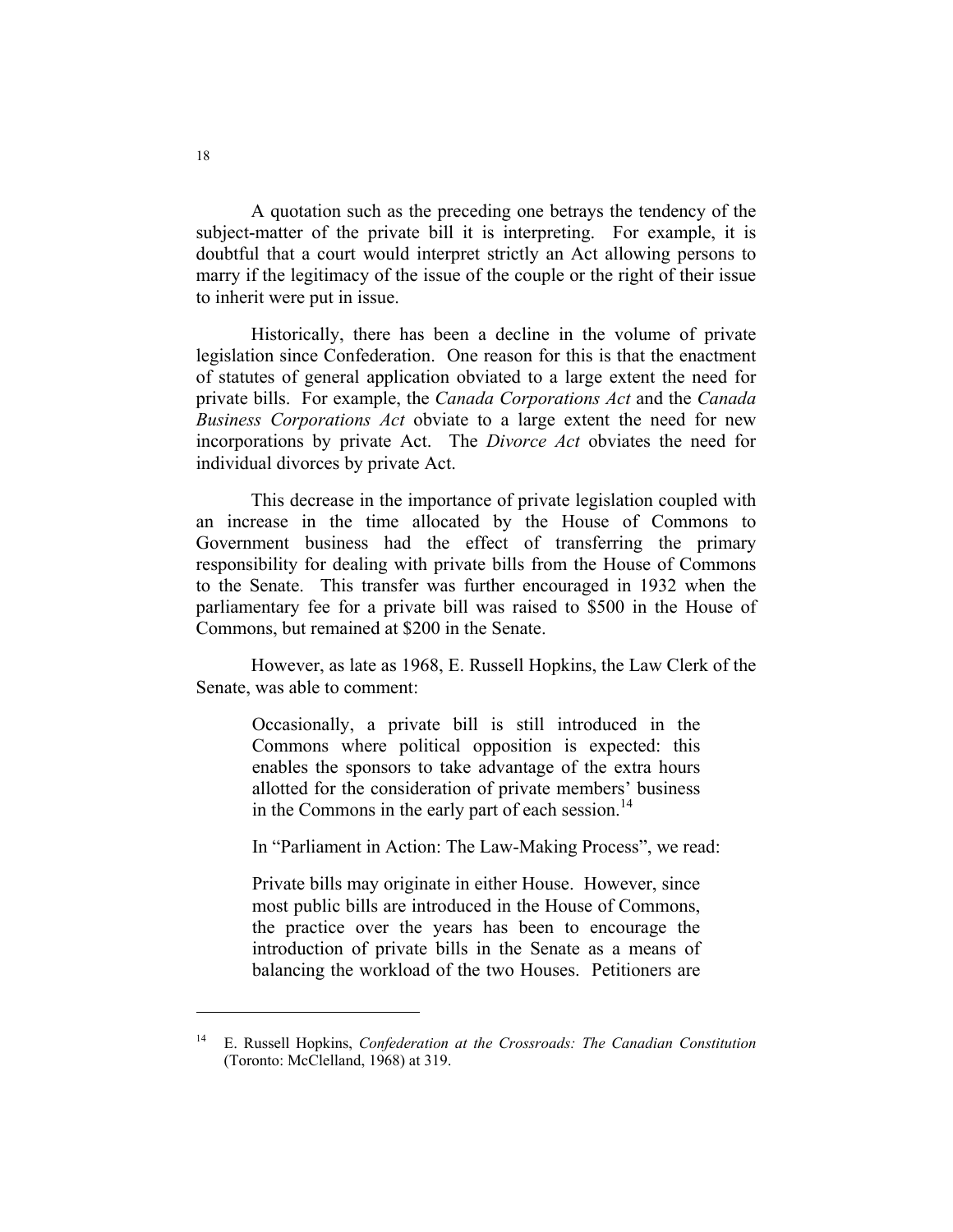A quotation such as the preceding one betrays the tendency of the subject-matter of the private bill it is interpreting. For example, it is doubtful that a court would interpret strictly an Act allowing persons to marry if the legitimacy of the issue of the couple or the right of their issue to inherit were put in issue.

Historically, there has been a decline in the volume of private legislation since Confederation. One reason for this is that the enactment of statutes of general application obviated to a large extent the need for private bills. For example, the *Canada Corporations Act* and the *Canada Business Corporations Act* obviate to a large extent the need for new incorporations by private Act. The *Divorce Act* obviates the need for individual divorces by private Act.

This decrease in the importance of private legislation coupled with an increase in the time allocated by the House of Commons to Government business had the effect of transferring the primary responsibility for dealing with private bills from the House of Commons to the Senate. This transfer was further encouraged in 1932 when the parliamentary fee for a private bill was raised to $500 in the House of Commons, but remained at $200 in the Senate.

However, as late as 1968, E. Russell Hopkins, the Law Clerk of the Senate, was able to comment:

> Occasionally, a private bill is still introduced in the Commons where political opposition is expected: this enables the sponsors to take advantage of the extra hours allotted for the consideration of private members' business in the Commons in the early part of each session.[14]

In "Parliament in Action: The Law-Making Process", we read:

> Private bills may originate in either House. However, since most public bills are introduced in the House of Commons, the practice over the years has been to encourage the introduction of private bills in the Senate as a means of balancing the workload of the two Houses. Petitioners are

---

[14] E. Russell Hopkins, *Confederation at the Crossroads: The Canadian Constitution* (Toronto: McClelland, 1968) at 319.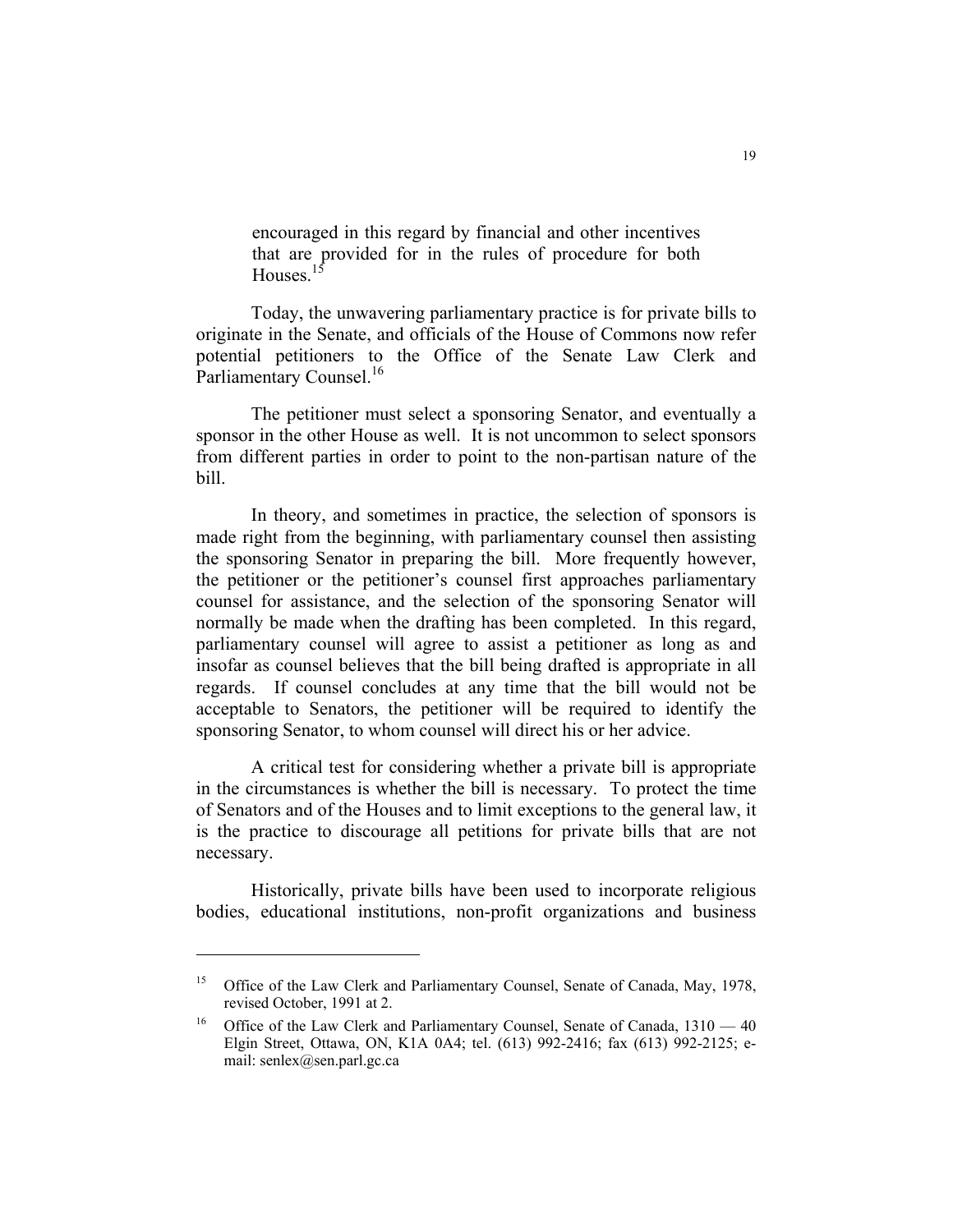> encouraged in this regard by financial and other incentives that are provided for in the rules of procedure for both Houses.[15]

Today, the unwavering parliamentary practice is for private bills to originate in the Senate, and officials of the House of Commons now refer potential petitioners to the Office of the Senate Law Clerk and Parliamentary Counsel.[16]

The petitioner must select a sponsoring Senator, and eventually a sponsor in the other House as well. It is not uncommon to select sponsors from different parties in order to point to the non-partisan nature of the bill.

In theory, and sometimes in practice, the selection of sponsors is made right from the beginning, with parliamentary counsel then assisting the sponsoring Senator in preparing the bill. More frequently however, the petitioner or the petitioner's counsel first approaches parliamentary counsel for assistance, and the selection of the sponsoring Senator will normally be made when the drafting has been completed. In this regard, parliamentary counsel will agree to assist a petitioner as long as and insofar as counsel believes that the bill being drafted is appropriate in all regards. If counsel concludes at any time that the bill would not be acceptable to Senators, the petitioner will be required to identify the sponsoring Senator, to whom counsel will direct his or her advice.

A critical test for considering whether a private bill is appropriate in the circumstances is whether the bill is necessary. To protect the time of Senators and of the Houses and to limit exceptions to the general law, it is the practice to discourage all petitions for private bills that are not necessary.

Historically, private bills have been used to incorporate religious bodies, educational institutions, non-profit organizations and business

---

[15] Office of the Law Clerk and Parliamentary Counsel, Senate of Canada, May, 1978, revised October, 1991 at 2.

[16] Office of the Law Clerk and Parliamentary Counsel, Senate of Canada, 1310 — 40 Elgin Street, Ottawa, ON, K1A 0A4; tel. (613) 992-2416; fax (613) 992-2125; e-mail: senlex@sen.parl.gc.ca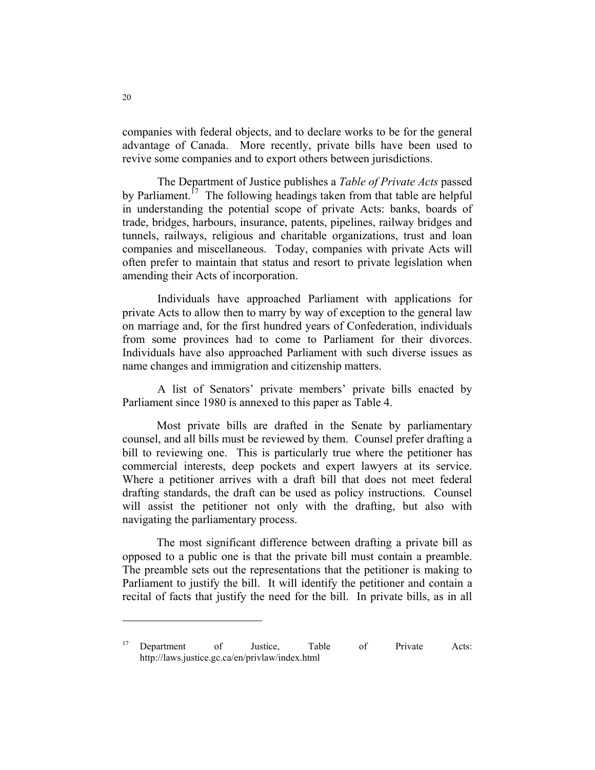companies with federal objects, and to declare works to be for the general advantage of Canada. More recently, private bills have been used to revive some companies and to export others between jurisdictions.

The Department of Justice publishes a *Table of Private Acts* passed by Parliament.[17] The following headings taken from that table are helpful in understanding the potential scope of private Acts: banks, boards of trade, bridges, harbours, insurance, patents, pipelines, railway bridges and tunnels, railways, religious and charitable organizations, trust and loan companies and miscellaneous. Today, companies with private Acts will often prefer to maintain that status and resort to private legislation when amending their Acts of incorporation.

Individuals have approached Parliament with applications for private Acts to allow then to marry by way of exception to the general law on marriage and, for the first hundred years of Confederation, individuals from some provinces had to come to Parliament for their divorces. Individuals have also approached Parliament with such diverse issues as name changes and immigration and citizenship matters.

A list of Senators' private members' private bills enacted by Parliament since 1980 is annexed to this paper as Table 4.

Most private bills are drafted in the Senate by parliamentary counsel, and all bills must be reviewed by them. Counsel prefer drafting a bill to reviewing one. This is particularly true where the petitioner has commercial interests, deep pockets and expert lawyers at its service. Where a petitioner arrives with a draft bill that does not meet federal drafting standards, the draft can be used as policy instructions. Counsel will assist the petitioner not only with the drafting, but also with navigating the parliamentary process.

The most significant difference between drafting a private bill as opposed to a public one is that the private bill must contain a preamble. The preamble sets out the representations that the petitioner is making to Parliament to justify the bill. It will identify the petitioner and contain a recital of facts that justify the need for the bill. In private bills, as in all

---

[17] Department of Justice, Table of Private Acts: http://laws.justice.gc.ca/en/privlaw/index.html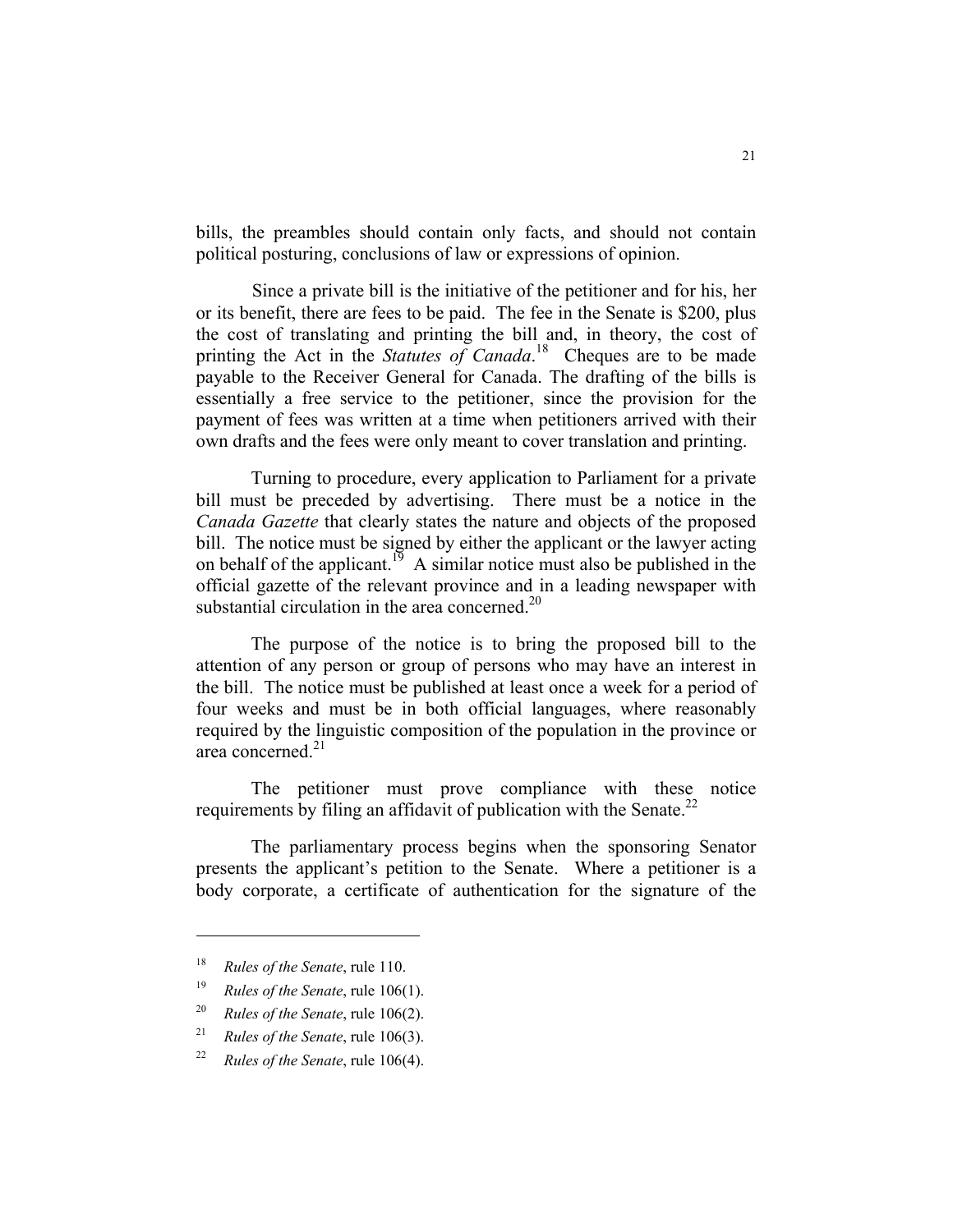bills, the preambles should contain only facts, and should not contain political posturing, conclusions of law or expressions of opinion.

Since a private bill is the initiative of the petitioner and for his, her or its benefit, there are fees to be paid. The fee in the Senate is $200, plus the cost of translating and printing the bill and, in theory, the cost of printing the Act in the *Statutes of Canada*.[18] Cheques are to be made payable to the Receiver General for Canada. The drafting of the bills is essentially a free service to the petitioner, since the provision for the payment of fees was written at a time when petitioners arrived with their own drafts and the fees were only meant to cover translation and printing.

Turning to procedure, every application to Parliament for a private bill must be preceded by advertising. There must be a notice in the *Canada Gazette* that clearly states the nature and objects of the proposed bill. The notice must be signed by either the applicant or the lawyer acting on behalf of the applicant.[19] A similar notice must also be published in the official gazette of the relevant province and in a leading newspaper with substantial circulation in the area concerned.[20]

The purpose of the notice is to bring the proposed bill to the attention of any person or group of persons who may have an interest in the bill. The notice must be published at least once a week for a period of four weeks and must be in both official languages, where reasonably required by the linguistic composition of the population in the province or area concerned.[21]

The petitioner must prove compliance with these notice requirements by filing an affidavit of publication with the Senate.[22]

The parliamentary process begins when the sponsoring Senator presents the applicant's petition to the Senate. Where a petitioner is a body corporate, a certificate of authentication for the signature of the

---

[18] *Rules of the Senate*, rule 110.

[19] *Rules of the Senate*, rule 106(1).

[20] *Rules of the Senate*, rule 106(2).

[21] *Rules of the Senate*, rule 106(3).

[22] *Rules of the Senate*, rule 106(4).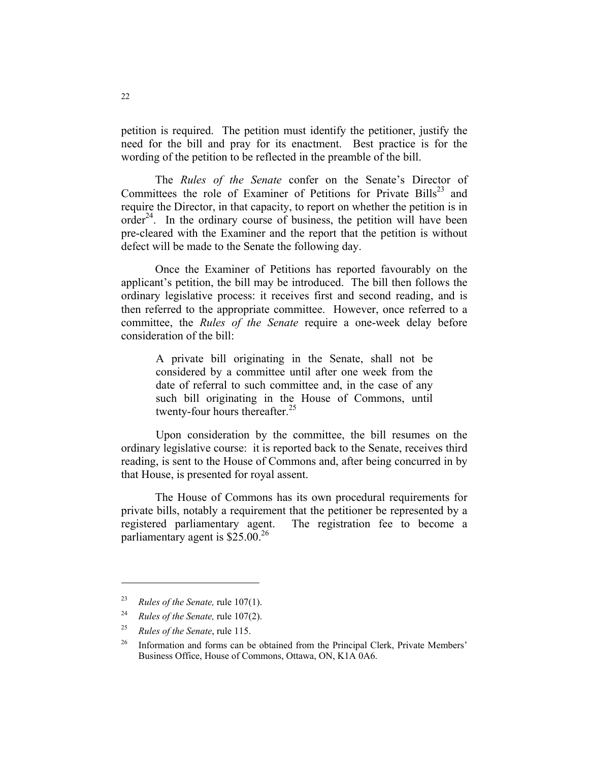petition is required. The petition must identify the petitioner, justify the need for the bill and pray for its enactment. Best practice is for the wording of the petition to be reflected in the preamble of the bill.

The *Rules of the Senate* confer on the Senate's Director of Committees the role of Examiner of Petitions for Private Bills[23] and require the Director, in that capacity, to report on whether the petition is in order[24]. In the ordinary course of business, the petition will have been pre-cleared with the Examiner and the report that the petition is without defect will be made to the Senate the following day.

Once the Examiner of Petitions has reported favourably on the applicant's petition, the bill may be introduced. The bill then follows the ordinary legislative process: it receives first and second reading, and is then referred to the appropriate committee. However, once referred to a committee, the *Rules of the Senate* require a one-week delay before consideration of the bill:

> A private bill originating in the Senate, shall not be considered by a committee until after one week from the date of referral to such committee and, in the case of any such bill originating in the House of Commons, until twenty-four hours thereafter.[25]

Upon consideration by the committee, the bill resumes on the ordinary legislative course: it is reported back to the Senate, receives third reading, is sent to the House of Commons and, after being concurred in by that House, is presented for royal assent.

The House of Commons has its own procedural requirements for private bills, notably a requirement that the petitioner be represented by a registered parliamentary agent. The registration fee to become a parliamentary agent is $25.00.[26]

---

[23] *Rules of the Senate,* rule 107(1).

[24] *Rules of the Senate,* rule 107(2).

[25] *Rules of the Senate*, rule 115.

[26] Information and forms can be obtained from the Principal Clerk, Private Members' Business Office, House of Commons, Ottawa, ON, K1A 0A6.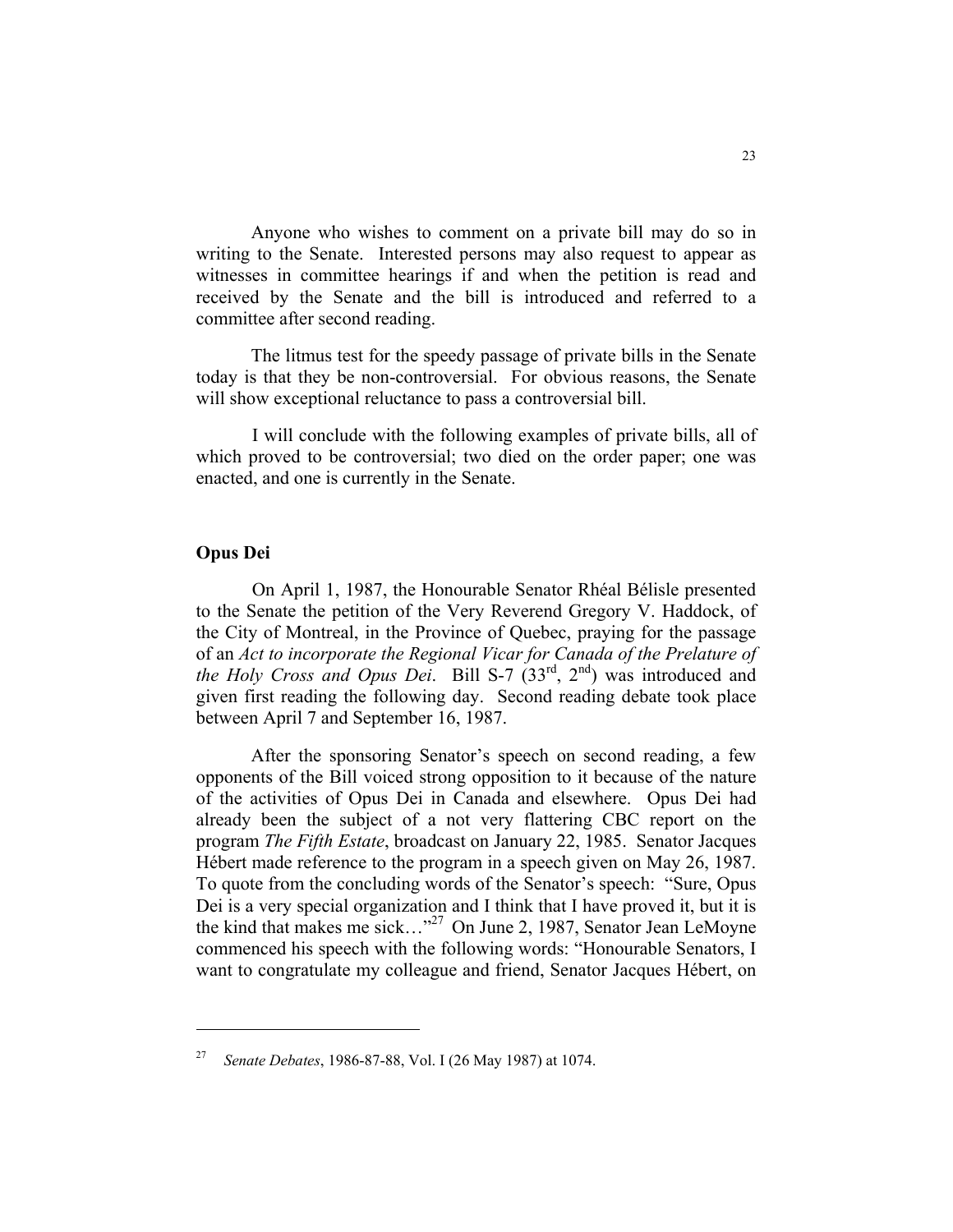Anyone who wishes to comment on a private bill may do so in writing to the Senate. Interested persons may also request to appear as witnesses in committee hearings if and when the petition is read and received by the Senate and the bill is introduced and referred to a committee after second reading.

The litmus test for the speedy passage of private bills in the Senate today is that they be non-controversial. For obvious reasons, the Senate will show exceptional reluctance to pass a controversial bill.

I will conclude with the following examples of private bills, all of which proved to be controversial; two died on the order paper; one was enacted, and one is currently in the Senate.

### Opus Dei

On April 1, 1987, the Honourable Senator Rhéal Bélisle presented to the Senate the petition of the Very Reverend Gregory V. Haddock, of the City of Montreal, in the Province of Quebec, praying for the passage of an *Act to incorporate the Regional Vicar for Canada of the Prelature of the Holy Cross and Opus Dei*. Bill S-7 (33rd, 2nd) was introduced and given first reading the following day. Second reading debate took place between April 7 and September 16, 1987.

After the sponsoring Senator's speech on second reading, a few opponents of the Bill voiced strong opposition to it because of the nature of the activities of Opus Dei in Canada and elsewhere. Opus Dei had already been the subject of a not very flattering CBC report on the program *The Fifth Estate*, broadcast on January 22, 1985. Senator Jacques Hébert made reference to the program in a speech given on May 26, 1987. To quote from the concluding words of the Senator's speech: "Sure, Opus Dei is a very special organization and I think that I have proved it, but it is the kind that makes me sick…"[27] On June 2, 1987, Senator Jean LeMoyne commenced his speech with the following words: "Honourable Senators, I want to congratulate my colleague and friend, Senator Jacques Hébert, on

[27] *Senate Debates*, 1986-87-88, Vol. I (26 May 1987) at 1074.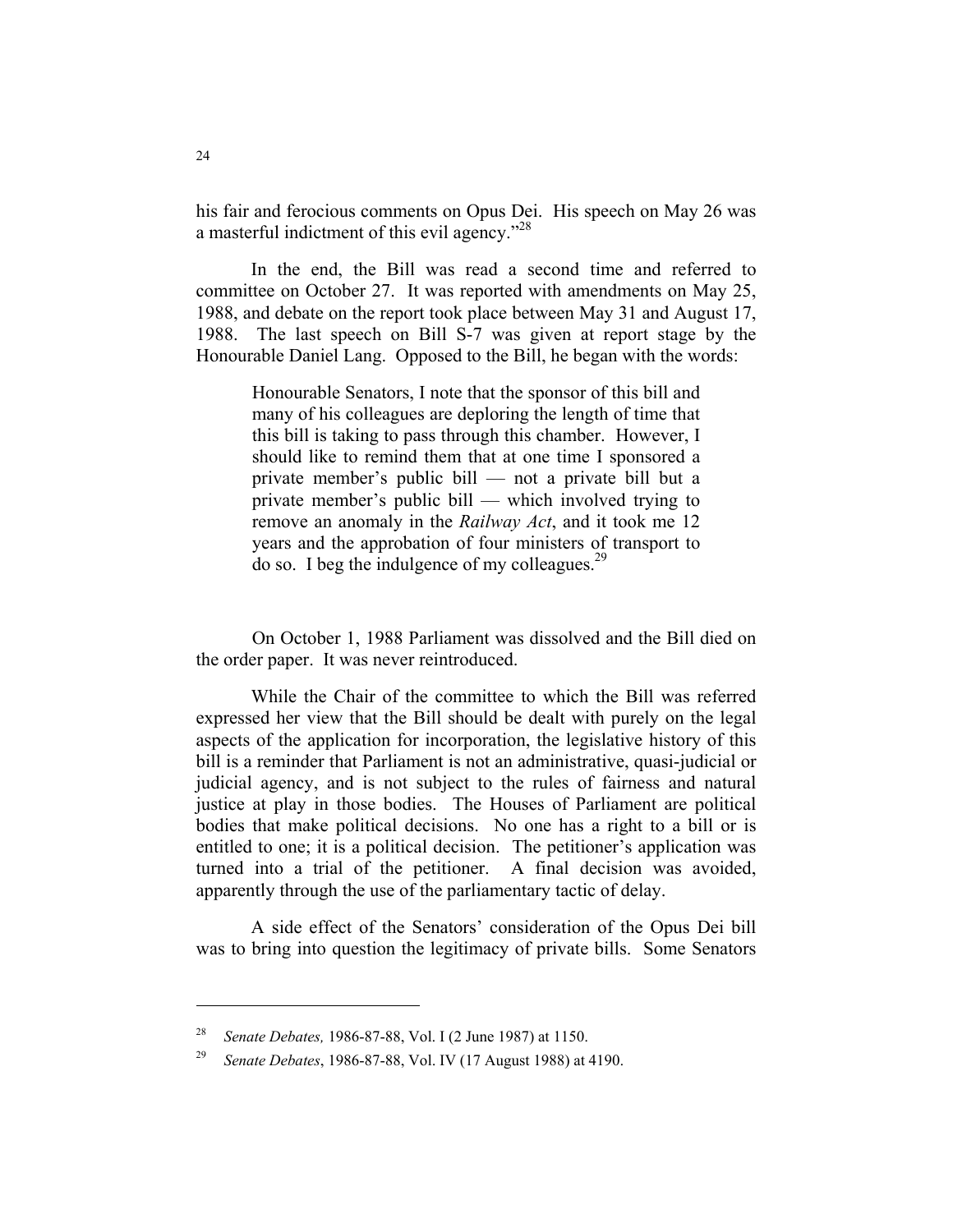his fair and ferocious comments on Opus Dei. His speech on May 26 was a masterful indictment of this evil agency."[28]

In the end, the Bill was read a second time and referred to committee on October 27. It was reported with amendments on May 25, 1988, and debate on the report took place between May 31 and August 17, 1988. The last speech on Bill S-7 was given at report stage by the Honourable Daniel Lang. Opposed to the Bill, he began with the words:

> Honourable Senators, I note that the sponsor of this bill and many of his colleagues are deploring the length of time that this bill is taking to pass through this chamber. However, I should like to remind them that at one time I sponsored a private member's public bill — not a private bill but a private member's public bill — which involved trying to remove an anomaly in the *Railway Act*, and it took me 12 years and the approbation of four ministers of transport to do so. I beg the indulgence of my colleagues.[29]

On October 1, 1988 Parliament was dissolved and the Bill died on the order paper. It was never reintroduced.

While the Chair of the committee to which the Bill was referred expressed her view that the Bill should be dealt with purely on the legal aspects of the application for incorporation, the legislative history of this bill is a reminder that Parliament is not an administrative, quasi-judicial or judicial agency, and is not subject to the rules of fairness and natural justice at play in those bodies. The Houses of Parliament are political bodies that make political decisions. No one has a right to a bill or is entitled to one; it is a political decision. The petitioner's application was turned into a trial of the petitioner. A final decision was avoided, apparently through the use of the parliamentary tactic of delay.

A side effect of the Senators' consideration of the Opus Dei bill was to bring into question the legitimacy of private bills. Some Senators

---

[28] *Senate Debates,* 1986-87-88, Vol. I (2 June 1987) at 1150.

[29] *Senate Debates*, 1986-87-88, Vol. IV (17 August 1988) at 4190.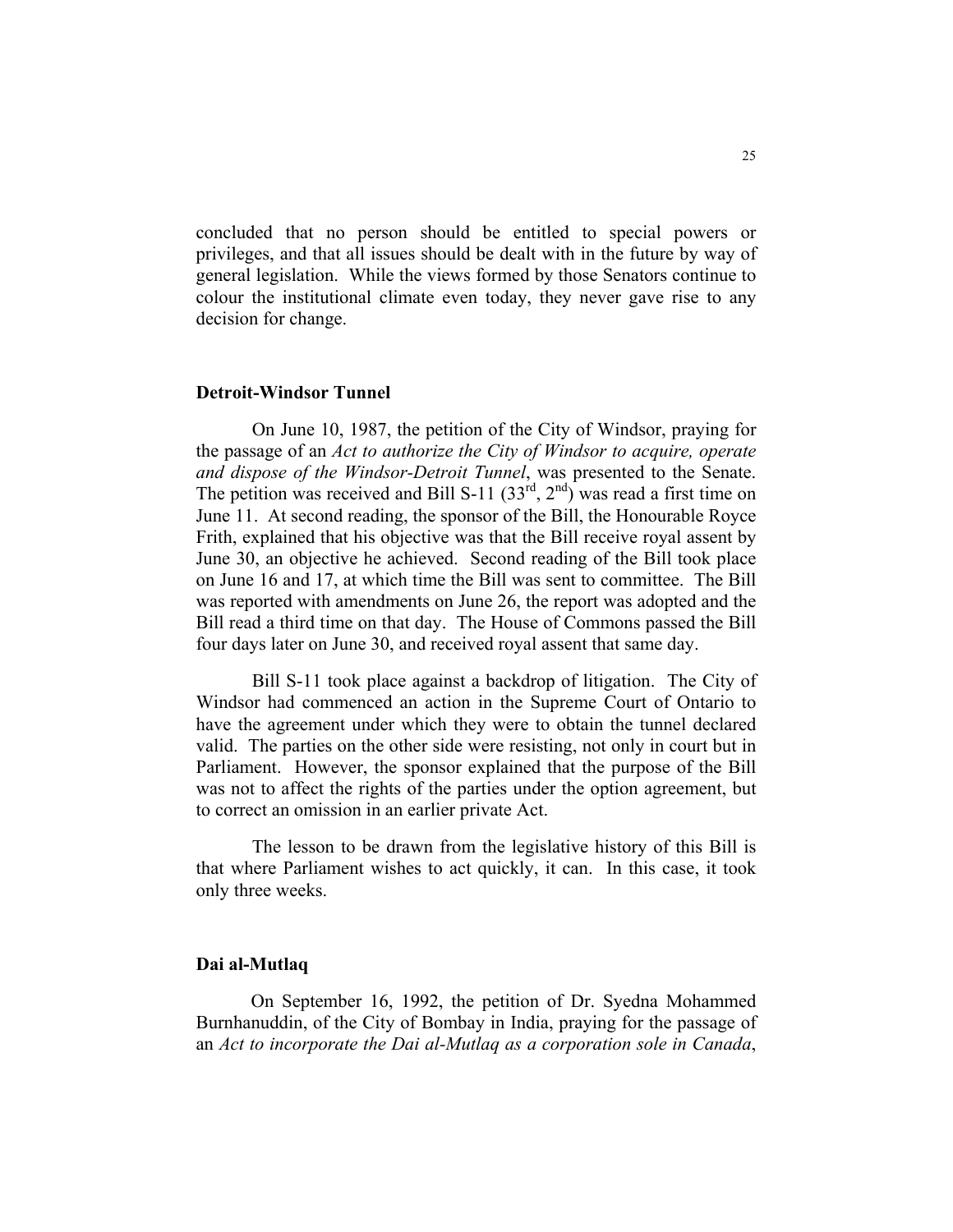concluded that no person should be entitled to special powers or privileges, and that all issues should be dealt with in the future by way of general legislation. While the views formed by those Senators continue to colour the institutional climate even today, they never gave rise to any decision for change.

### Detroit-Windsor Tunnel

On June 10, 1987, the petition of the City of Windsor, praying for the passage of an *Act to authorize the City of Windsor to acquire, operate and dispose of the Windsor-Detroit Tunnel*, was presented to the Senate. The petition was received and Bill S-11 (33rd, 2nd) was read a first time on June 11. At second reading, the sponsor of the Bill, the Honourable Royce Frith, explained that his objective was that the Bill receive royal assent by June 30, an objective he achieved. Second reading of the Bill took place on June 16 and 17, at which time the Bill was sent to committee. The Bill was reported with amendments on June 26, the report was adopted and the Bill read a third time on that day. The House of Commons passed the Bill four days later on June 30, and received royal assent that same day.

Bill S-11 took place against a backdrop of litigation. The City of Windsor had commenced an action in the Supreme Court of Ontario to have the agreement under which they were to obtain the tunnel declared valid. The parties on the other side were resisting, not only in court but in Parliament. However, the sponsor explained that the purpose of the Bill was not to affect the rights of the parties under the option agreement, but to correct an omission in an earlier private Act.

The lesson to be drawn from the legislative history of this Bill is that where Parliament wishes to act quickly, it can. In this case, it took only three weeks.

### Dai al-Mutlaq

On September 16, 1992, the petition of Dr. Syedna Mohammed Burnhanuddin, of the City of Bombay in India, praying for the passage of an *Act to incorporate the Dai al-Mutlaq as a corporation sole in Canada*,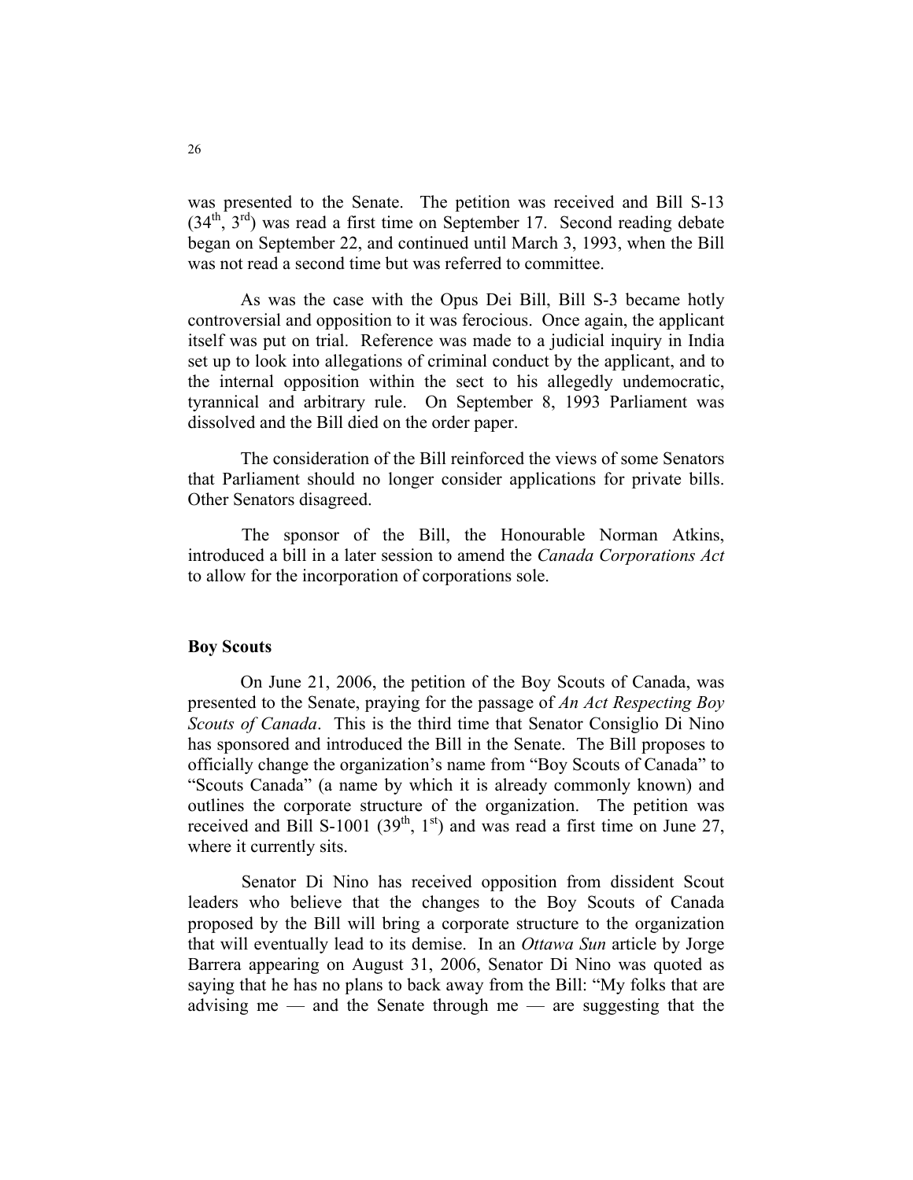was presented to the Senate. The petition was received and Bill S-13 ($34^{th}$, $3^{rd}$) was read a first time on September 17. Second reading debate began on September 22, and continued until March 3, 1993, when the Bill was not read a second time but was referred to committee.

As was the case with the Opus Dei Bill, Bill S-3 became hotly controversial and opposition to it was ferocious. Once again, the applicant itself was put on trial. Reference was made to a judicial inquiry in India set up to look into allegations of criminal conduct by the applicant, and to the internal opposition within the sect to his allegedly undemocratic, tyrannical and arbitrary rule. On September 8, 1993 Parliament was dissolved and the Bill died on the order paper.

The consideration of the Bill reinforced the views of some Senators that Parliament should no longer consider applications for private bills. Other Senators disagreed.

The sponsor of the Bill, the Honourable Norman Atkins, introduced a bill in a later session to amend the *Canada Corporations Act* to allow for the incorporation of corporations sole.

**Boy Scouts**

On June 21, 2006, the petition of the Boy Scouts of Canada, was presented to the Senate, praying for the passage of *An Act Respecting Boy Scouts of Canada*. This is the third time that Senator Consiglio Di Nino has sponsored and introduced the Bill in the Senate. The Bill proposes to officially change the organization's name from "Boy Scouts of Canada" to "Scouts Canada" (a name by which it is already commonly known) and outlines the corporate structure of the organization. The petition was received and Bill S-1001 ($39^{th}$, $1^{st}$) and was read a first time on June 27, where it currently sits.

Senator Di Nino has received opposition from dissident Scout leaders who believe that the changes to the Boy Scouts of Canada proposed by the Bill will bring a corporate structure to the organization that will eventually lead to its demise. In an *Ottawa Sun* article by Jorge Barrera appearing on August 31, 2006, Senator Di Nino was quoted as saying that he has no plans to back away from the Bill: "My folks that are advising me — and the Senate through me — are suggesting that the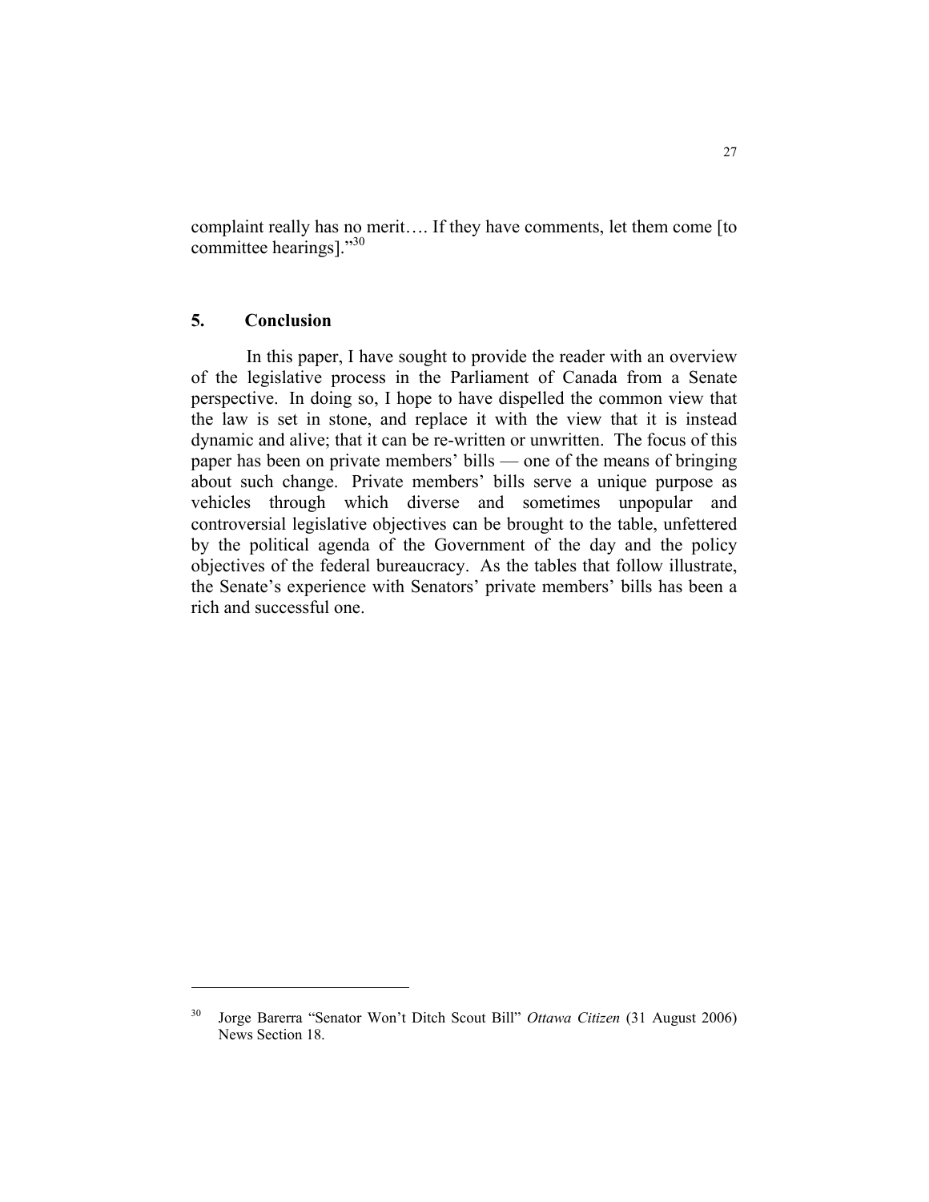complaint really has no merit…. If they have comments, let them come [to committee hearings]."[30]

## 5. Conclusion

In this paper, I have sought to provide the reader with an overview of the legislative process in the Parliament of Canada from a Senate perspective. In doing so, I hope to have dispelled the common view that the law is set in stone, and replace it with the view that it is instead dynamic and alive; that it can be re-written or unwritten. The focus of this paper has been on private members' bills — one of the means of bringing about such change. Private members' bills serve a unique purpose as vehicles through which diverse and sometimes unpopular and controversial legislative objectives can be brought to the table, unfettered by the political agenda of the Government of the day and the policy objectives of the federal bureaucracy. As the tables that follow illustrate, the Senate's experience with Senators' private members' bills has been a rich and successful one.

---

[30] Jorge Barerra "Senator Won't Ditch Scout Bill" *Ottawa Citizen* (31 August 2006) News Section 18.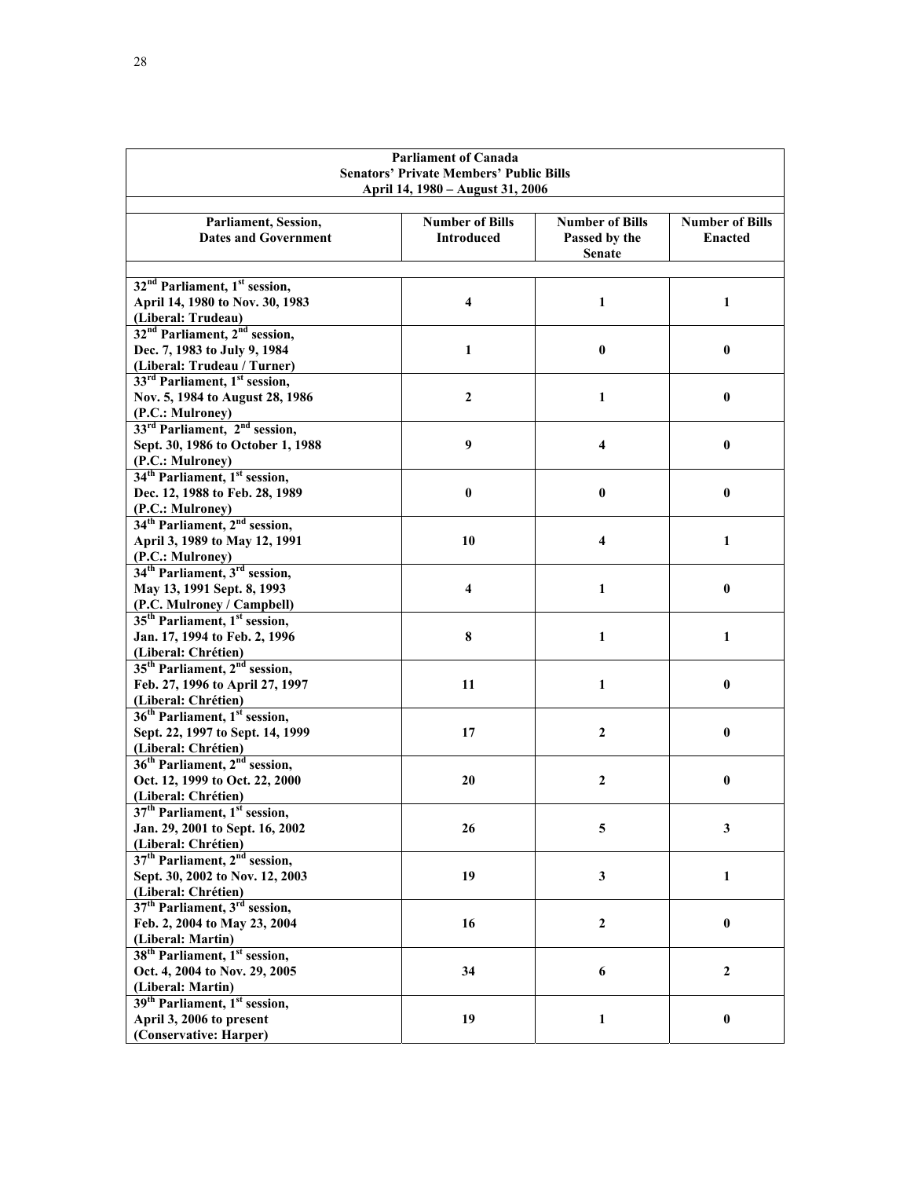| Parliament of Canada<br>Senators' Private Members' Public Bills<br>April 14, 1980 – August 31, 2006 | | | |
|---|---|---|---|
| **Parliament, Session, Dates and Government** | **Number of Bills Introduced** | **Number of Bills Passed by the Senate** | **Number of Bills Enacted** |
| **32nd Parliament, 1st session, April 14, 1980 to Nov. 30, 1983 (Liberal: Trudeau)** | **4** | **1** | **1** |
| **32nd Parliament, 2nd session, Dec. 7, 1983 to July 9, 1984 (Liberal: Trudeau / Turner)** | **1** | **0** | **0** |
| **33rd Parliament, 1st session, Nov. 5, 1984 to August 28, 1986 (P.C.: Mulroney)** | **2** | **1** | **0** |
| **33rd Parliament, 2nd session, Sept. 30, 1986 to October 1, 1988 (P.C.: Mulroney)** | **9** | **4** | **0** |
| **34th Parliament, 1st session, Dec. 12, 1988 to Feb. 28, 1989 (P.C.: Mulroney)** | **0** | **0** | **0** |
| **34th Parliament, 2nd session, April 3, 1989 to May 12, 1991 (P.C.: Mulroney)** | **10** | **4** | **1** |
| **34th Parliament, 3rd session, May 13, 1991 Sept. 8, 1993 (P.C. Mulroney / Campbell)** | **4** | **1** | **0** |
| **35th Parliament, 1st session, Jan. 17, 1994 to Feb. 2, 1996 (Liberal: Chrétien)** | **8** | **1** | **1** |
| **35th Parliament, 2nd session, Feb. 27, 1996 to April 27, 1997 (Liberal: Chrétien)** | **11** | **1** | **0** |
| **36th Parliament, 1st session, Sept. 22, 1997 to Sept. 14, 1999 (Liberal: Chrétien)** | **17** | **2** | **0** |
| **36th Parliament, 2nd session, Oct. 12, 1999 to Oct. 22, 2000 (Liberal: Chrétien)** | **20** | **2** | **0** |
| **37th Parliament, 1st session, Jan. 29, 2001 to Sept. 16, 2002 (Liberal: Chrétien)** | **26** | **5** | **3** |
| **37th Parliament, 2nd session, Sept. 30, 2002 to Nov. 12, 2003 (Liberal: Chrétien)** | **19** | **3** | **1** |
| **37th Parliament, 3rd session, Feb. 2, 2004 to May 23, 2004 (Liberal: Martin)** | **16** | **2** | **0** |
| **38th Parliament, 1st session, Oct. 4, 2004 to Nov. 29, 2005 (Liberal: Martin)** | **34** | **6** | **2** |
| **39th Parliament, 1st session, April 3, 2006 to present (Conservative: Harper)** | **19** | **1** | **0** |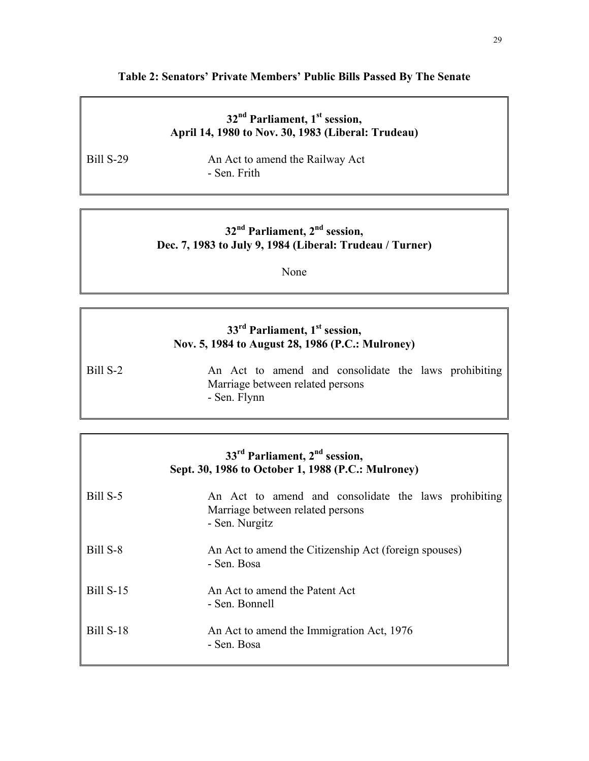**Table 2: Senators' Private Members' Public Bills Passed By The Senate**

**32nd Parliament, 1st session,**
**April 14, 1980 to Nov. 30, 1983 (Liberal: Trudeau)**

| | |
|---|---|
| Bill S-29 | An Act to amend the Railway Act<br>- Sen. Frith |

**32nd Parliament, 2nd session,**
**Dec. 7, 1983 to July 9, 1984 (Liberal: Trudeau / Turner)**

None

**33rd Parliament, 1st session,**
**Nov. 5, 1984 to August 28, 1986 (P.C.: Mulroney)**

| | |
|---|---|
| Bill S-2 | An Act to amend and consolidate the laws prohibiting Marriage between related persons<br>- Sen. Flynn |

**33rd Parliament, 2nd session,**
**Sept. 30, 1986 to October 1, 1988 (P.C.: Mulroney)**

| | |
|---|---|
| Bill S-5 | An Act to amend and consolidate the laws prohibiting Marriage between related persons<br>- Sen. Nurgitz |
| Bill S-8 | An Act to amend the Citizenship Act (foreign spouses)<br>- Sen. Bosa |
| Bill S-15 | An Act to amend the Patent Act<br>- Sen. Bonnell |
| Bill S-18 | An Act to amend the Immigration Act, 1976<br>- Sen. Bosa |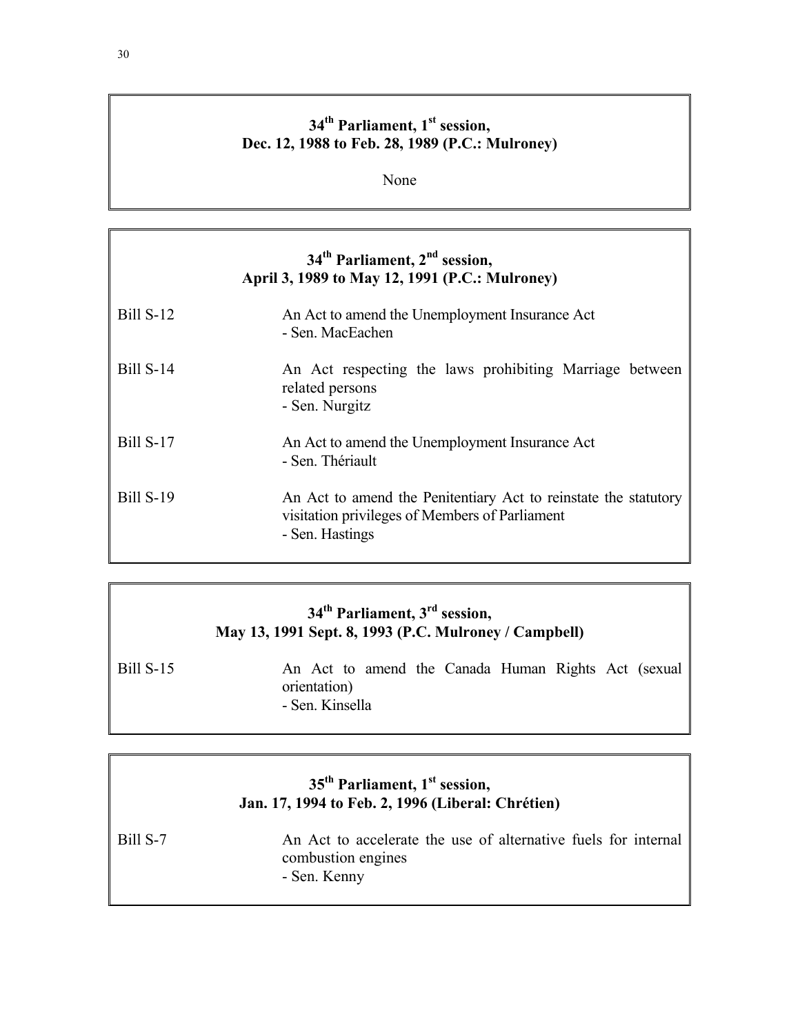### 34th Parliament, 1st session, Dec. 12, 1988 to Feb. 28, 1989 (P.C.: Mulroney)

None

### 34th Parliament, 2nd session, April 3, 1989 to May 12, 1991 (P.C.: Mulroney)

| | |
|---|---|
| Bill S-12 | An Act to amend the Unemployment Insurance Act<br>- Sen. MacEachen |
| Bill S-14 | An Act respecting the laws prohibiting Marriage between related persons<br>- Sen. Nurgitz |
| Bill S-17 | An Act to amend the Unemployment Insurance Act<br>- Sen. Thériault |
| Bill S-19 | An Act to amend the Penitentiary Act to reinstate the statutory visitation privileges of Members of Parliament<br>- Sen. Hastings |

### 34th Parliament, 3rd session, May 13, 1991 Sept. 8, 1993 (P.C. Mulroney / Campbell)

| | |
|---|---|
| Bill S-15 | An Act to amend the Canada Human Rights Act (sexual orientation)<br>- Sen. Kinsella |

### 35th Parliament, 1st session, Jan. 17, 1994 to Feb. 2, 1996 (Liberal: Chrétien)

| | |
|---|---|
| Bill S-7 | An Act to accelerate the use of alternative fuels for internal combustion engines<br>- Sen. Kenny |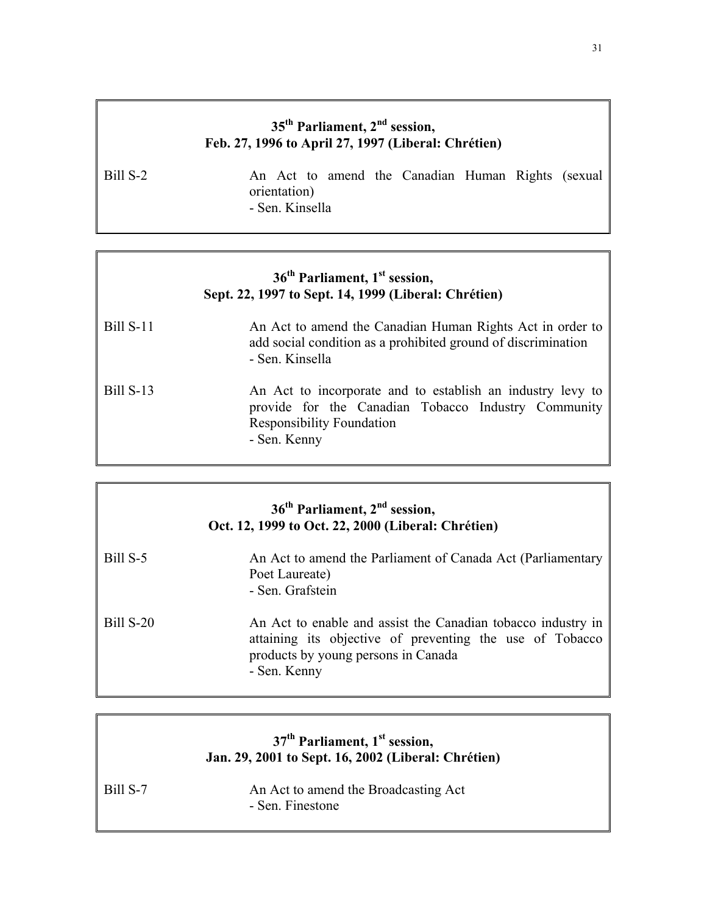**35th Parliament, 2nd session,**
**Feb. 27, 1996 to April 27, 1997 (Liberal: Chrétien)**

| | |
|---|---|
| Bill S-2 | An Act to amend the Canadian Human Rights (sexual orientation)<br>- Sen. Kinsella |

**36th Parliament, 1st session,**
**Sept. 22, 1997 to Sept. 14, 1999 (Liberal: Chrétien)**

| | |
|---|---|
| Bill S-11 | An Act to amend the Canadian Human Rights Act in order to add social condition as a prohibited ground of discrimination<br>- Sen. Kinsella |
| Bill S-13 | An Act to incorporate and to establish an industry levy to provide for the Canadian Tobacco Industry Community Responsibility Foundation<br>- Sen. Kenny |

**36th Parliament, 2nd session,**
**Oct. 12, 1999 to Oct. 22, 2000 (Liberal: Chrétien)**

| | |
|---|---|
| Bill S-5 | An Act to amend the Parliament of Canada Act (Parliamentary Poet Laureate)<br>- Sen. Grafstein |
| Bill S-20 | An Act to enable and assist the Canadian tobacco industry in attaining its objective of preventing the use of Tobacco products by young persons in Canada<br>- Sen. Kenny |

**37th Parliament, 1st session,**
**Jan. 29, 2001 to Sept. 16, 2002 (Liberal: Chrétien)**

| | |
|---|---|
| Bill S-7 | An Act to amend the Broadcasting Act<br>- Sen. Finestone |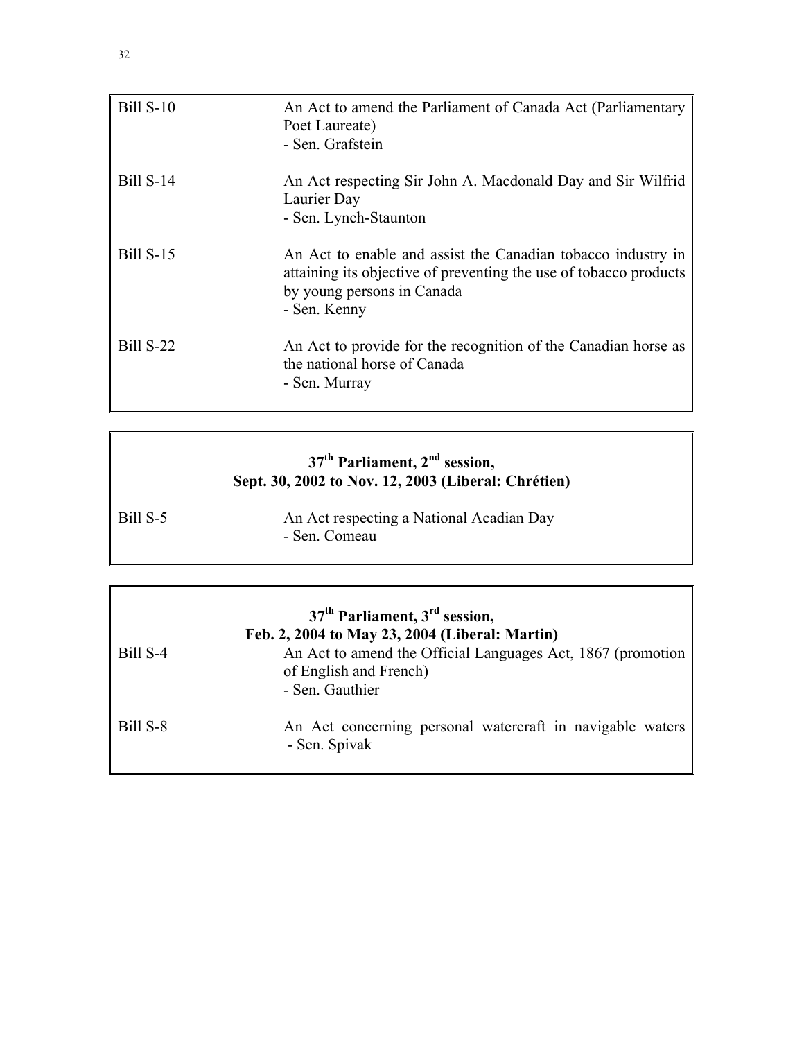| | |
|---|---|
| Bill S-10 | An Act to amend the Parliament of Canada Act (Parliamentary Poet Laureate)<br>- Sen. Grafstein |
| Bill S-14 | An Act respecting Sir John A. Macdonald Day and Sir Wilfrid Laurier Day<br>- Sen. Lynch-Staunton |
| Bill S-15 | An Act to enable and assist the Canadian tobacco industry in attaining its objective of preventing the use of tobacco products by young persons in Canada<br>- Sen. Kenny |
| Bill S-22 | An Act to provide for the recognition of the Canadian horse as the national horse of Canada<br>- Sen. Murray |

| **37th Parliament, 2nd session, Sept. 30, 2002 to Nov. 12, 2003 (Liberal: Chrétien)** | |
|---|---|
| Bill S-5 | An Act respecting a National Acadian Day<br>- Sen. Comeau |

| **37th Parliament, 3rd session, Feb. 2, 2004 to May 23, 2004 (Liberal: Martin)** | |
|---|---|
| Bill S-4 | An Act to amend the Official Languages Act, 1867 (promotion of English and French)<br>- Sen. Gauthier |
| Bill S-8 | An Act concerning personal watercraft in navigable waters<br>- Sen. Spivak |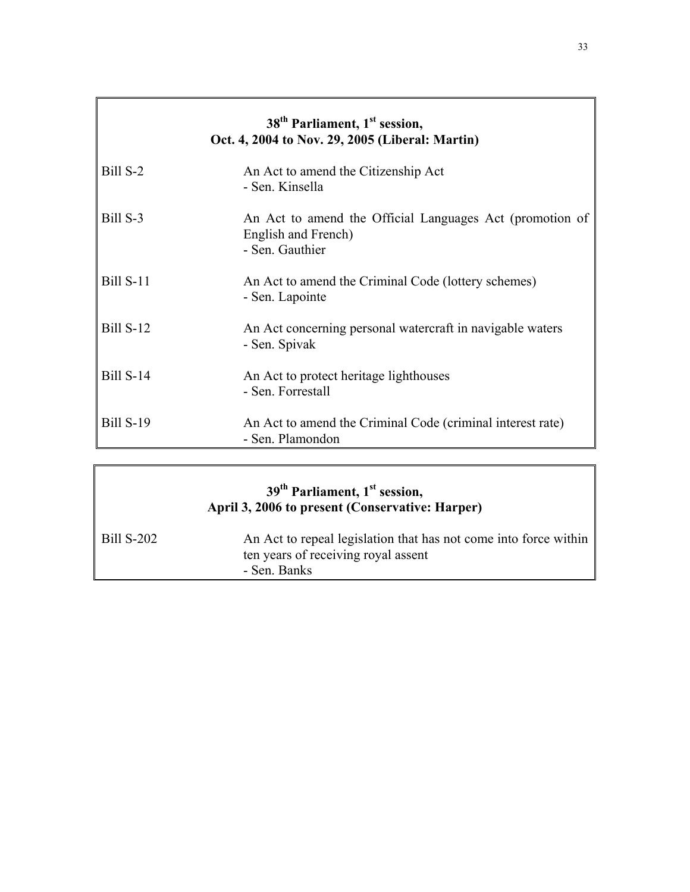| **38th Parliament, 1st session, Oct. 4, 2004 to Nov. 29, 2005 (Liberal: Martin)** | |
|---|---|
| Bill S-2 | An Act to amend the Citizenship Act<br>- Sen. Kinsella |
| Bill S-3 | An Act to amend the Official Languages Act (promotion of English and French)<br>- Sen. Gauthier |
| Bill S-11 | An Act to amend the Criminal Code (lottery schemes)<br>- Sen. Lapointe |
| Bill S-12 | An Act concerning personal watercraft in navigable waters<br>- Sen. Spivak |
| Bill S-14 | An Act to protect heritage lighthouses<br>- Sen. Forrestall |
| Bill S-19 | An Act to amend the Criminal Code (criminal interest rate)<br>- Sen. Plamondon |

| **39th Parliament, 1st session, April 3, 2006 to present (Conservative: Harper)** | |
|---|---|
| Bill S-202 | An Act to repeal legislation that has not come into force within ten years of receiving royal assent<br>- Sen. Banks |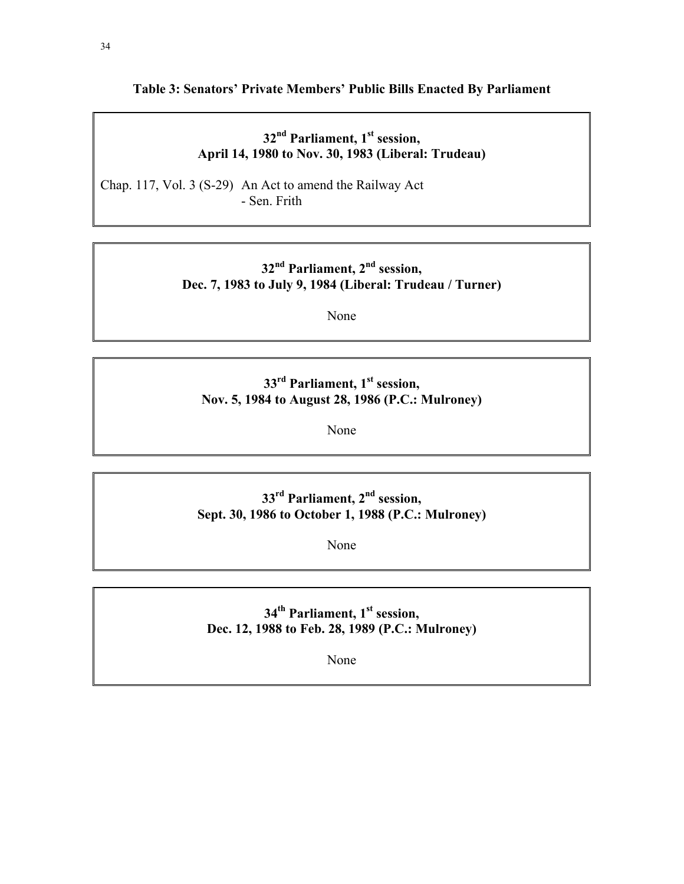**Table 3: Senators' Private Members' Public Bills Enacted By Parliament**

**32nd Parliament, 1st session, April 14, 1980 to Nov. 30, 1983 (Liberal: Trudeau)**

Chap. 117, Vol. 3 (S-29) An Act to amend the Railway Act
- Sen. Frith

**32nd Parliament, 2nd session, Dec. 7, 1983 to July 9, 1984 (Liberal: Trudeau / Turner)**

None

**33rd Parliament, 1st session, Nov. 5, 1984 to August 28, 1986 (P.C.: Mulroney)**

None

**33rd Parliament, 2nd session, Sept. 30, 1986 to October 1, 1988 (P.C.: Mulroney)**

None

**34th Parliament, 1st session, Dec. 12, 1988 to Feb. 28, 1989 (P.C.: Mulroney)**

None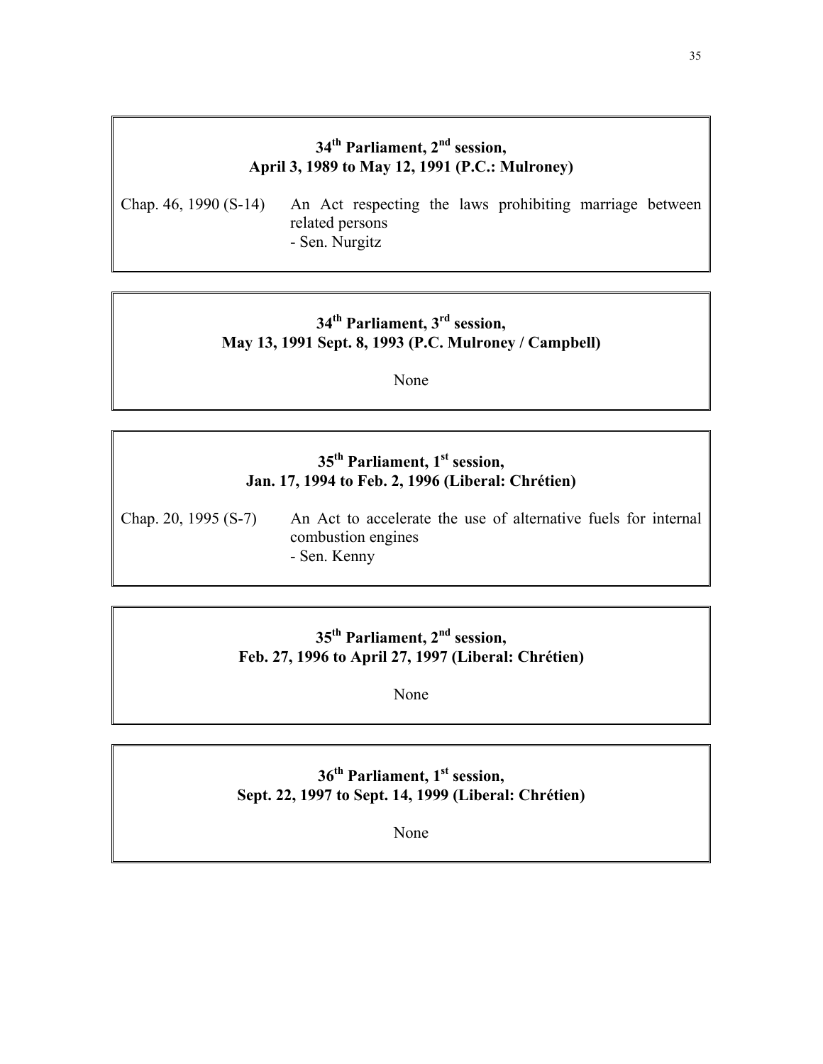### 34th Parliament, 2nd session, April 3, 1989 to May 12, 1991 (P.C.: Mulroney)

Chap. 46, 1990 (S-14) — An Act respecting the laws prohibiting marriage between related persons
- Sen. Nurgitz

### 34th Parliament, 3rd session, May 13, 1991 Sept. 8, 1993 (P.C. Mulroney / Campbell)

None

### 35th Parliament, 1st session, Jan. 17, 1994 to Feb. 2, 1996 (Liberal: Chrétien)

Chap. 20, 1995 (S-7) — An Act to accelerate the use of alternative fuels for internal combustion engines
- Sen. Kenny

### 35th Parliament, 2nd session, Feb. 27, 1996 to April 27, 1997 (Liberal: Chrétien)

None

### 36th Parliament, 1st session, Sept. 22, 1997 to Sept. 14, 1999 (Liberal: Chrétien)

None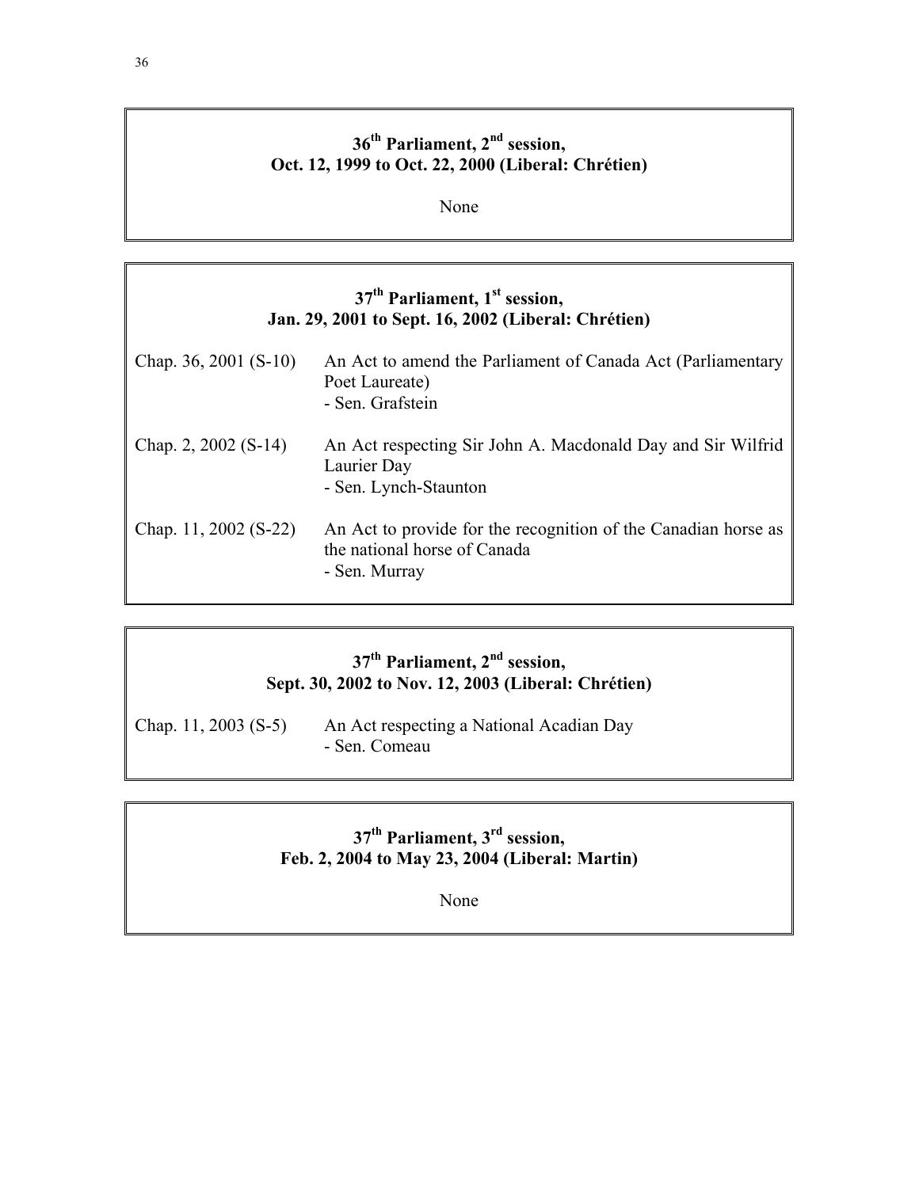## 36th Parliament, 2nd session, Oct. 12, 1999 to Oct. 22, 2000 (Liberal: Chrétien)

None

## 37th Parliament, 1st session, Jan. 29, 2001 to Sept. 16, 2002 (Liberal: Chrétien)

| | |
|---|---|
| Chap. 36, 2001 (S-10) | An Act to amend the Parliament of Canada Act (Parliamentary Poet Laureate)<br>- Sen. Grafstein |
| Chap. 2, 2002 (S-14) | An Act respecting Sir John A. Macdonald Day and Sir Wilfrid Laurier Day<br>- Sen. Lynch-Staunton |
| Chap. 11, 2002 (S-22) | An Act to provide for the recognition of the Canadian horse as the national horse of Canada<br>- Sen. Murray |

## 37th Parliament, 2nd session, Sept. 30, 2002 to Nov. 12, 2003 (Liberal: Chrétien)

| | |
|---|---|
| Chap. 11, 2003 (S-5) | An Act respecting a National Acadian Day<br>- Sen. Comeau |

## 37th Parliament, 3rd session, Feb. 2, 2004 to May 23, 2004 (Liberal: Martin)

None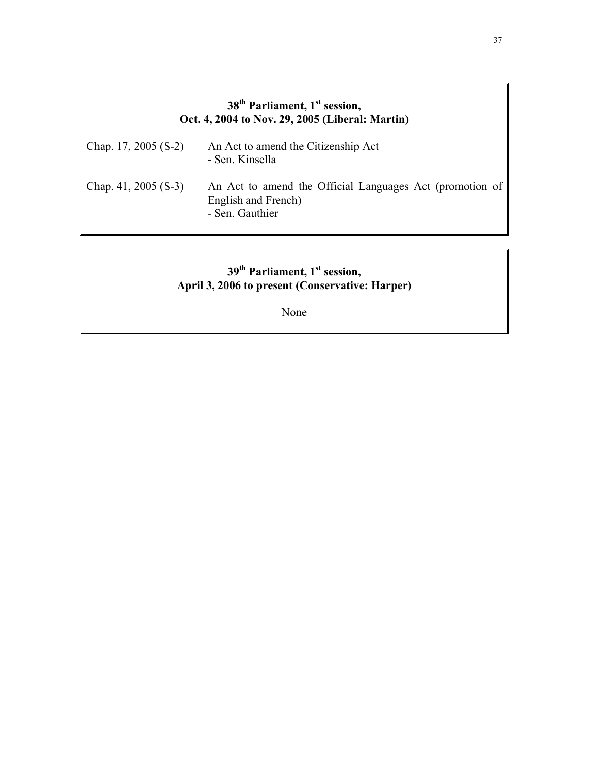**38th Parliament, 1st session, Oct. 4, 2004 to Nov. 29, 2005 (Liberal: Martin)**

| | |
|---|---|
| Chap. 17, 2005 (S-2) | An Act to amend the Citizenship Act<br>- Sen. Kinsella |
| Chap. 41, 2005 (S-3) | An Act to amend the Official Languages Act (promotion of English and French)<br>- Sen. Gauthier |

**39th Parliament, 1st session, April 3, 2006 to present (Conservative: Harper)**

None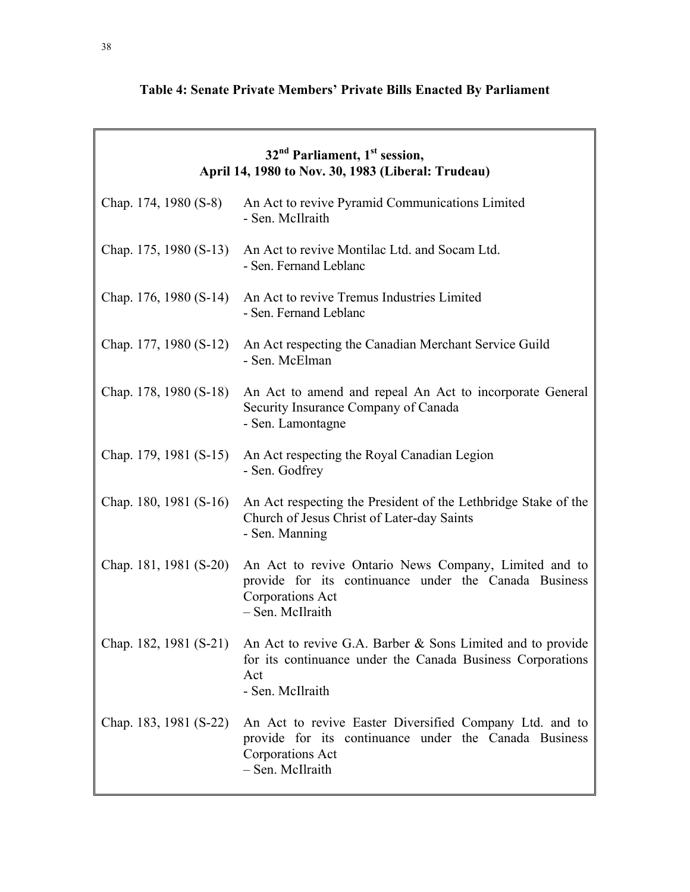**Table 4: Senate Private Members' Private Bills Enacted By Parliament**

| 32nd Parliament, 1st session, April 14, 1980 to Nov. 30, 1983 (Liberal: Trudeau) | |
|---|---|
| Chap. 174, 1980 (S-8) | An Act to revive Pyramid Communications Limited - Sen. McIlraith |
| Chap. 175, 1980 (S-13) | An Act to revive Montilac Ltd. and Socam Ltd. - Sen. Fernand Leblanc |
| Chap. 176, 1980 (S-14) | An Act to revive Tremus Industries Limited - Sen. Fernand Leblanc |
| Chap. 177, 1980 (S-12) | An Act respecting the Canadian Merchant Service Guild - Sen. McElman |
| Chap. 178, 1980 (S-18) | An Act to amend and repeal An Act to incorporate General Security Insurance Company of Canada - Sen. Lamontagne |
| Chap. 179, 1981 (S-15) | An Act respecting the Royal Canadian Legion - Sen. Godfrey |
| Chap. 180, 1981 (S-16) | An Act respecting the President of the Lethbridge Stake of the Church of Jesus Christ of Later-day Saints - Sen. Manning |
| Chap. 181, 1981 (S-20) | An Act to revive Ontario News Company, Limited and to provide for its continuance under the Canada Business Corporations Act – Sen. McIlraith |
| Chap. 182, 1981 (S-21) | An Act to revive G.A. Barber & Sons Limited and to provide for its continuance under the Canada Business Corporations Act - Sen. McIlraith |
| Chap. 183, 1981 (S-22) | An Act to revive Easter Diversified Company Ltd. and to provide for its continuance under the Canada Business Corporations Act – Sen. McIlraith |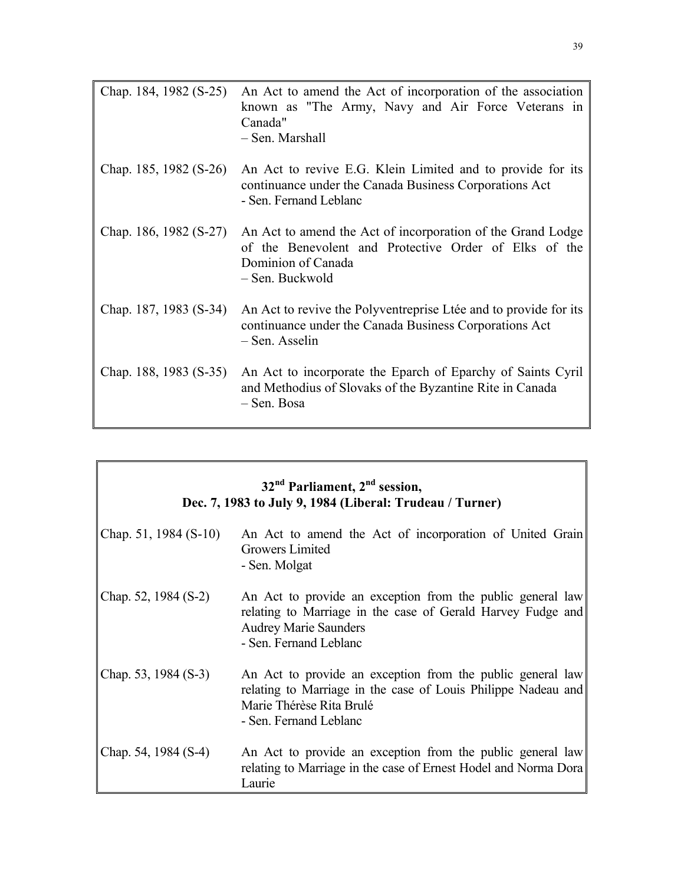| | |
|---|---|
| Chap. 184, 1982 (S-25) | An Act to amend the Act of incorporation of the association known as "The Army, Navy and Air Force Veterans in Canada"<br>– Sen. Marshall |
| Chap. 185, 1982 (S-26) | An Act to revive E.G. Klein Limited and to provide for its continuance under the Canada Business Corporations Act<br>- Sen. Fernand Leblanc |
| Chap. 186, 1982 (S-27) | An Act to amend the Act of incorporation of the Grand Lodge of the Benevolent and Protective Order of Elks of the Dominion of Canada<br>– Sen. Buckwold |
| Chap. 187, 1983 (S-34) | An Act to revive the Polyventreprise Ltée and to provide for its continuance under the Canada Business Corporations Act<br>– Sen. Asselin |
| Chap. 188, 1983 (S-35) | An Act to incorporate the Eparch of Eparchy of Saints Cyril and Methodius of Slovaks of the Byzantine Rite in Canada<br>– Sen. Bosa |

## 32nd Parliament, 2nd session, Dec. 7, 1983 to July 9, 1984 (Liberal: Trudeau / Turner)

| | |
|---|---|
| Chap. 51, 1984 (S-10) | An Act to amend the Act of incorporation of United Grain Growers Limited<br>- Sen. Molgat |
| Chap. 52, 1984 (S-2) | An Act to provide an exception from the public general law relating to Marriage in the case of Gerald Harvey Fudge and Audrey Marie Saunders<br>- Sen. Fernand Leblanc |
| Chap. 53, 1984 (S-3) | An Act to provide an exception from the public general law relating to Marriage in the case of Louis Philippe Nadeau and Marie Thérèse Rita Brulé<br>- Sen. Fernand Leblanc |
| Chap. 54, 1984 (S-4) | An Act to provide an exception from the public general law relating to Marriage in the case of Ernest Hodel and Norma Dora Laurie |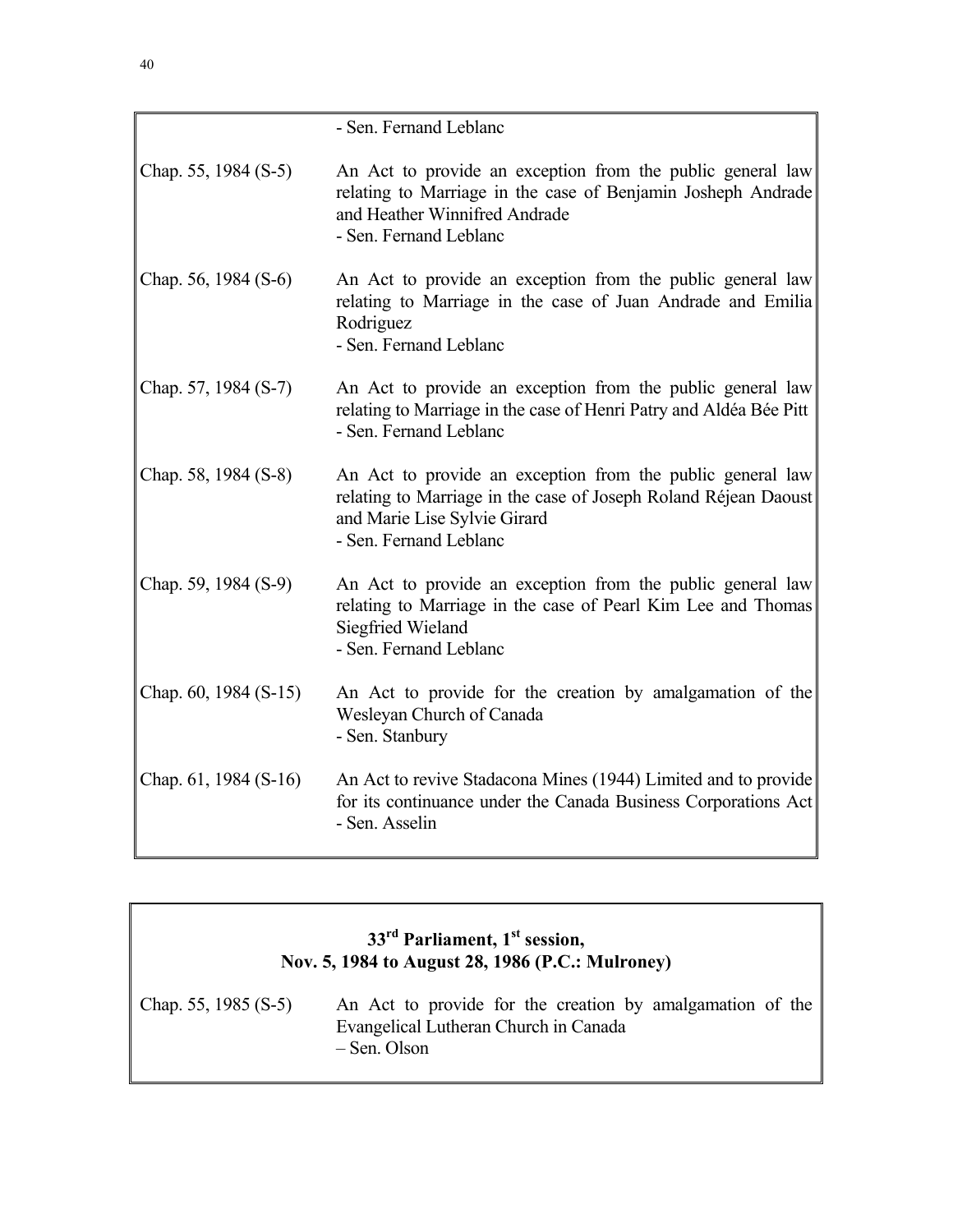| | |
|---|---|
| | - Sen. Fernand Leblanc |
| Chap. 55, 1984 (S-5) | An Act to provide an exception from the public general law relating to Marriage in the case of Benjamin Josheph Andrade and Heather Winnifred Andrade<br>- Sen. Fernand Leblanc |
| Chap. 56, 1984 (S-6) | An Act to provide an exception from the public general law relating to Marriage in the case of Juan Andrade and Emilia Rodriguez<br>- Sen. Fernand Leblanc |
| Chap. 57, 1984 (S-7) | An Act to provide an exception from the public general law relating to Marriage in the case of Henri Patry and Aldéa Bée Pitt<br>- Sen. Fernand Leblanc |
| Chap. 58, 1984 (S-8) | An Act to provide an exception from the public general law relating to Marriage in the case of Joseph Roland Réjean Daoust and Marie Lise Sylvie Girard<br>- Sen. Fernand Leblanc |
| Chap. 59, 1984 (S-9) | An Act to provide an exception from the public general law relating to Marriage in the case of Pearl Kim Lee and Thomas Siegfried Wieland<br>- Sen. Fernand Leblanc |
| Chap. 60, 1984 (S-15) | An Act to provide for the creation by amalgamation of the Wesleyan Church of Canada<br>- Sen. Stanbury |
| Chap. 61, 1984 (S-16) | An Act to revive Stadacona Mines (1944) Limited and to provide for its continuance under the Canada Business Corporations Act<br>- Sen. Asselin |

## 33rd Parliament, 1st session, Nov. 5, 1984 to August 28, 1986 (P.C.: Mulroney)

| | |
|---|---|
| Chap. 55, 1985 (S-5) | An Act to provide for the creation by amalgamation of the Evangelical Lutheran Church in Canada<br>– Sen. Olson |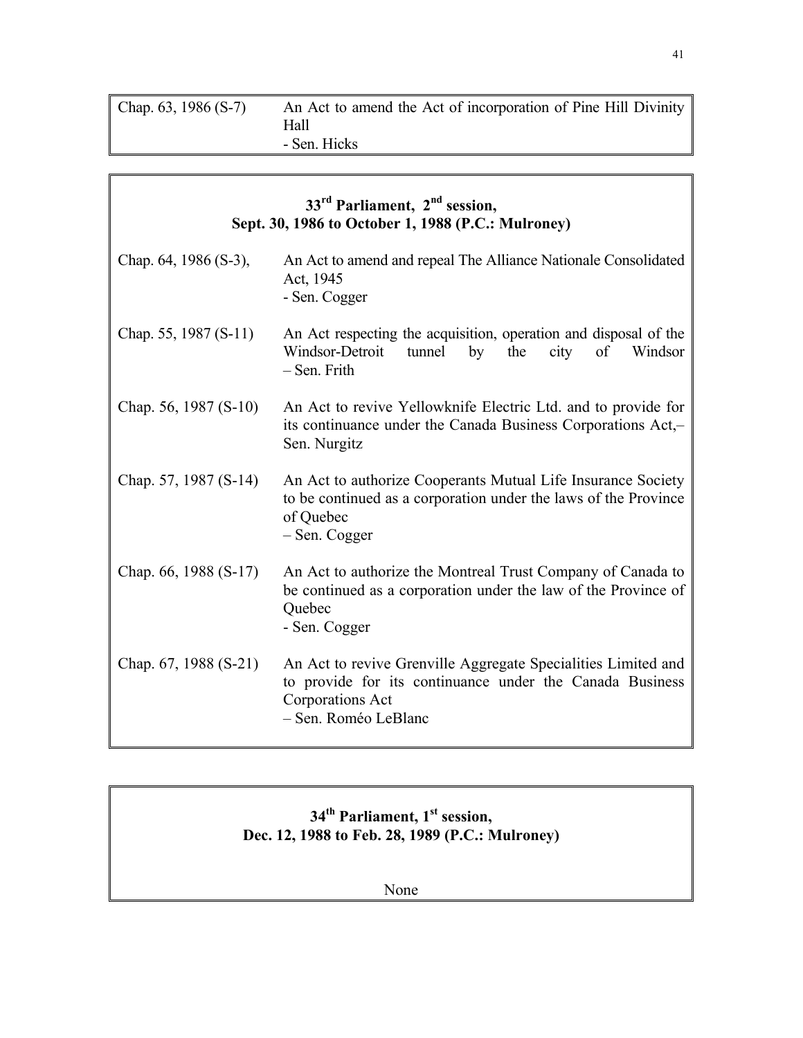| | |
|---|---|
| Chap. 63, 1986 (S-7) | An Act to amend the Act of incorporation of Pine Hill Divinity Hall<br>- Sen. Hicks |

### 33[rd] Parliament, 2[nd] session, Sept. 30, 1986 to October 1, 1988 (P.C.: Mulroney)

| | |
|---|---|
| Chap. 64, 1986 (S-3), | An Act to amend and repeal The Alliance Nationale Consolidated Act, 1945<br>- Sen. Cogger |
| Chap. 55, 1987 (S-11) | An Act respecting the acquisition, operation and disposal of the Windsor-Detroit tunnel by the city of Windsor<br>– Sen. Frith |
| Chap. 56, 1987 (S-10) | An Act to revive Yellowknife Electric Ltd. and to provide for its continuance under the Canada Business Corporations Act,– Sen. Nurgitz |
| Chap. 57, 1987 (S-14) | An Act to authorize Cooperants Mutual Life Insurance Society to be continued as a corporation under the laws of the Province of Quebec<br>– Sen. Cogger |
| Chap. 66, 1988 (S-17) | An Act to authorize the Montreal Trust Company of Canada to be continued as a corporation under the law of the Province of Quebec<br>- Sen. Cogger |
| Chap. 67, 1988 (S-21) | An Act to revive Grenville Aggregate Specialities Limited and to provide for its continuance under the Canada Business Corporations Act<br>– Sen. Roméo LeBlanc |

### 34[th] Parliament, 1[st] session, Dec. 12, 1988 to Feb. 28, 1989 (P.C.: Mulroney)

None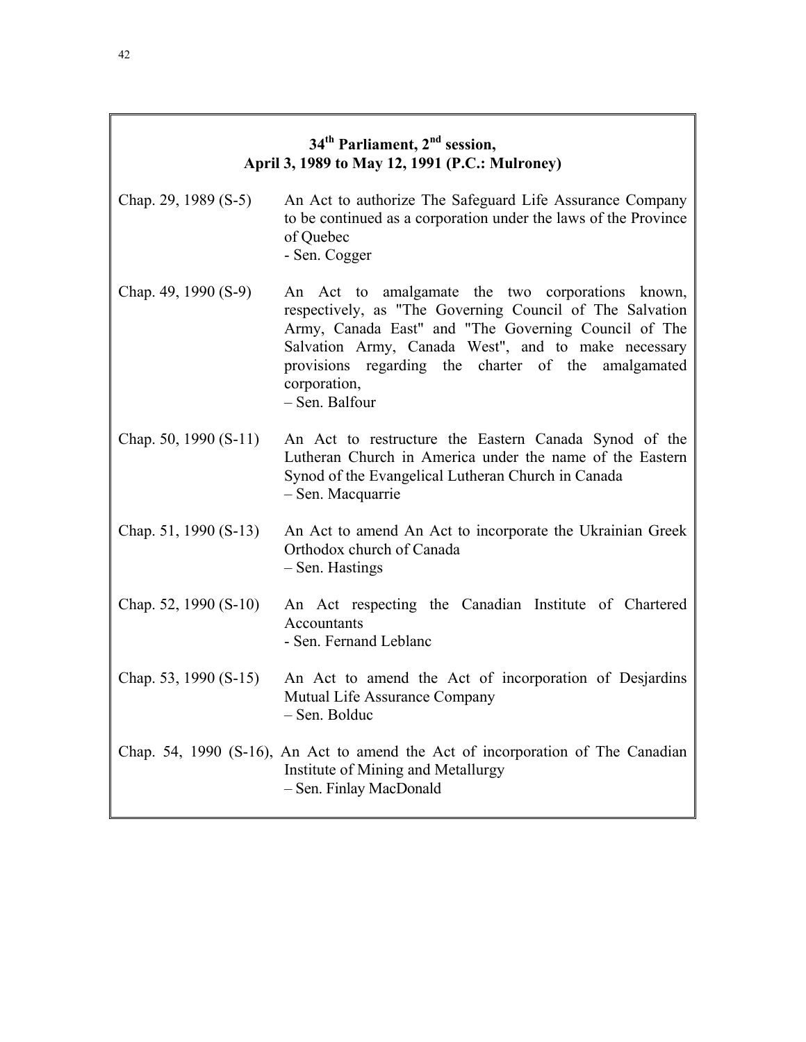## 34th Parliament, 2nd session, April 3, 1989 to May 12, 1991 (P.C.: Mulroney)

Chap. 29, 1989 (S-5) An Act to authorize The Safeguard Life Assurance Company to be continued as a corporation under the laws of the Province of Quebec
- Sen. Cogger

Chap. 49, 1990 (S-9) An Act to amalgamate the two corporations known, respectively, as "The Governing Council of The Salvation Army, Canada East" and "The Governing Council of The Salvation Army, Canada West", and to make necessary provisions regarding the charter of the amalgamated corporation,
– Sen. Balfour

Chap. 50, 1990 (S-11) An Act to restructure the Eastern Canada Synod of the Lutheran Church in America under the name of the Eastern Synod of the Evangelical Lutheran Church in Canada
– Sen. Macquarrie

Chap. 51, 1990 (S-13) An Act to amend An Act to incorporate the Ukrainian Greek Orthodox church of Canada
– Sen. Hastings

Chap. 52, 1990 (S-10) An Act respecting the Canadian Institute of Chartered Accountants
- Sen. Fernand Leblanc

Chap. 53, 1990 (S-15) An Act to amend the Act of incorporation of Desjardins Mutual Life Assurance Company
– Sen. Bolduc

Chap. 54, 1990 (S-16), An Act to amend the Act of incorporation of The Canadian Institute of Mining and Metallurgy
– Sen. Finlay MacDonald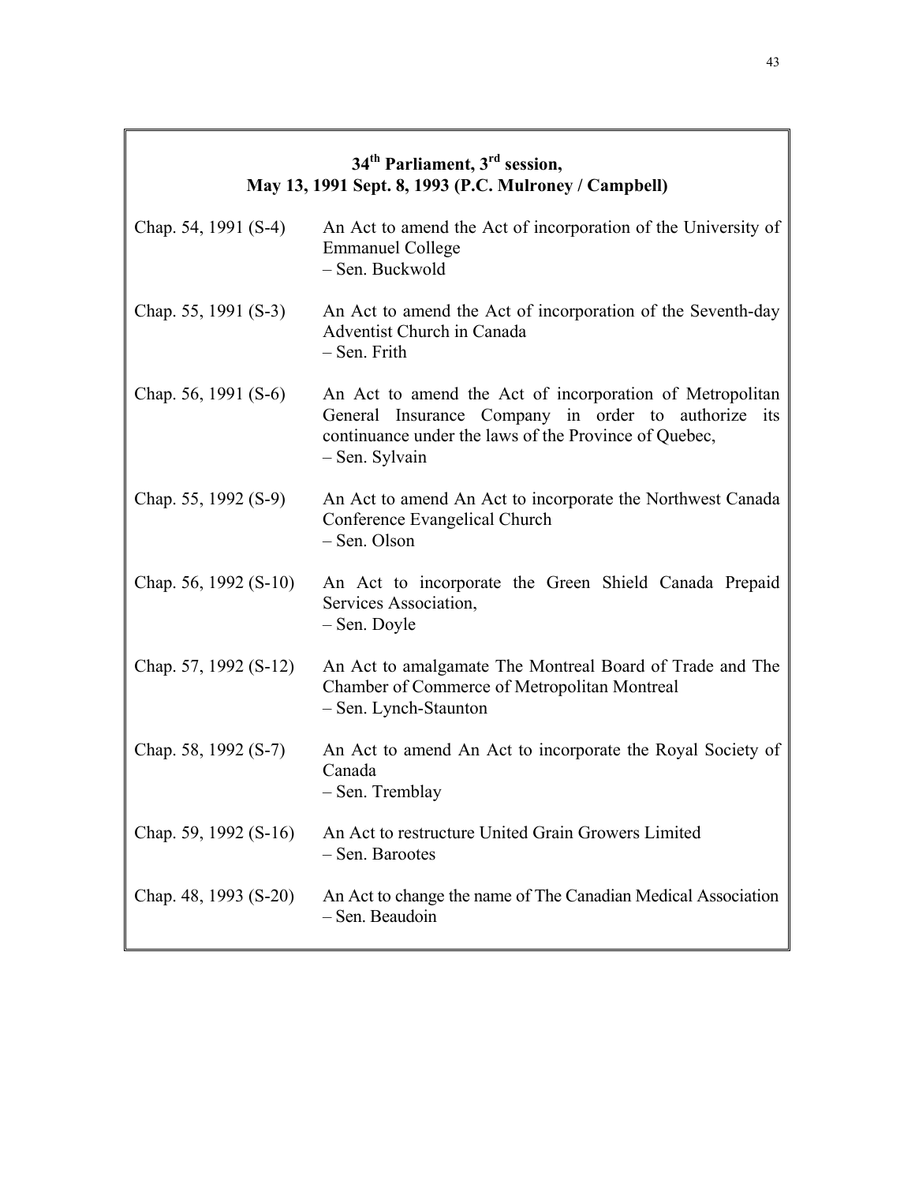## 34th Parliament, 3rd session, May 13, 1991 Sept. 8, 1993 (P.C. Mulroney / Campbell)

| | |
|---|---|
| Chap. 54, 1991 (S-4) | An Act to amend the Act of incorporation of the University of Emmanuel College – Sen. Buckwold |
| Chap. 55, 1991 (S-3) | An Act to amend the Act of incorporation of the Seventh-day Adventist Church in Canada – Sen. Frith |
| Chap. 56, 1991 (S-6) | An Act to amend the Act of incorporation of Metropolitan General Insurance Company in order to authorize its continuance under the laws of the Province of Quebec, – Sen. Sylvain |
| Chap. 55, 1992 (S-9) | An Act to amend An Act to incorporate the Northwest Canada Conference Evangelical Church – Sen. Olson |
| Chap. 56, 1992 (S-10) | An Act to incorporate the Green Shield Canada Prepaid Services Association, – Sen. Doyle |
| Chap. 57, 1992 (S-12) | An Act to amalgamate The Montreal Board of Trade and The Chamber of Commerce of Metropolitan Montreal – Sen. Lynch-Staunton |
| Chap. 58, 1992 (S-7) | An Act to amend An Act to incorporate the Royal Society of Canada – Sen. Tremblay |
| Chap. 59, 1992 (S-16) | An Act to restructure United Grain Growers Limited – Sen. Barootes |
| Chap. 48, 1993 (S-20) | An Act to change the name of The Canadian Medical Association – Sen. Beaudoin |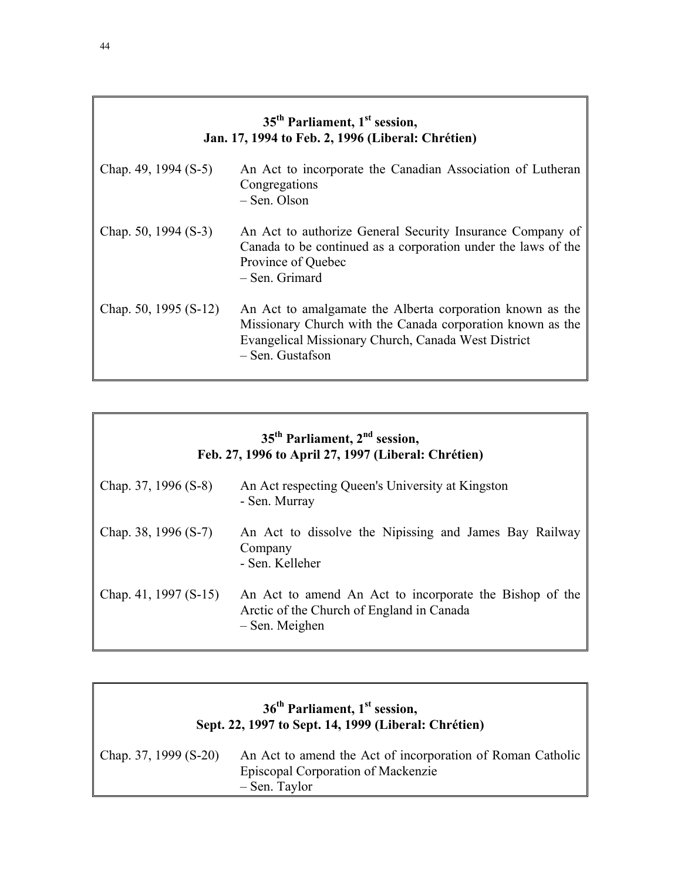## 35th Parliament, 1st session, Jan. 17, 1994 to Feb. 2, 1996 (Liberal: Chrétien)

| | |
|---|---|
| Chap. 49, 1994 (S-5) | An Act to incorporate the Canadian Association of Lutheran Congregations – Sen. Olson |
| Chap. 50, 1994 (S-3) | An Act to authorize General Security Insurance Company of Canada to be continued as a corporation under the laws of the Province of Quebec – Sen. Grimard |
| Chap. 50, 1995 (S-12) | An Act to amalgamate the Alberta corporation known as the Missionary Church with the Canada corporation known as the Evangelical Missionary Church, Canada West District – Sen. Gustafson |

## 35th Parliament, 2nd session, Feb. 27, 1996 to April 27, 1997 (Liberal: Chrétien)

| | |
|---|---|
| Chap. 37, 1996 (S-8) | An Act respecting Queen's University at Kingston - Sen. Murray |
| Chap. 38, 1996 (S-7) | An Act to dissolve the Nipissing and James Bay Railway Company - Sen. Kelleher |
| Chap. 41, 1997 (S-15) | An Act to amend An Act to incorporate the Bishop of the Arctic of the Church of England in Canada – Sen. Meighen |

## 36th Parliament, 1st session, Sept. 22, 1997 to Sept. 14, 1999 (Liberal: Chrétien)

| | |
|---|---|
| Chap. 37, 1999 (S-20) | An Act to amend the Act of incorporation of Roman Catholic Episcopal Corporation of Mackenzie – Sen. Taylor |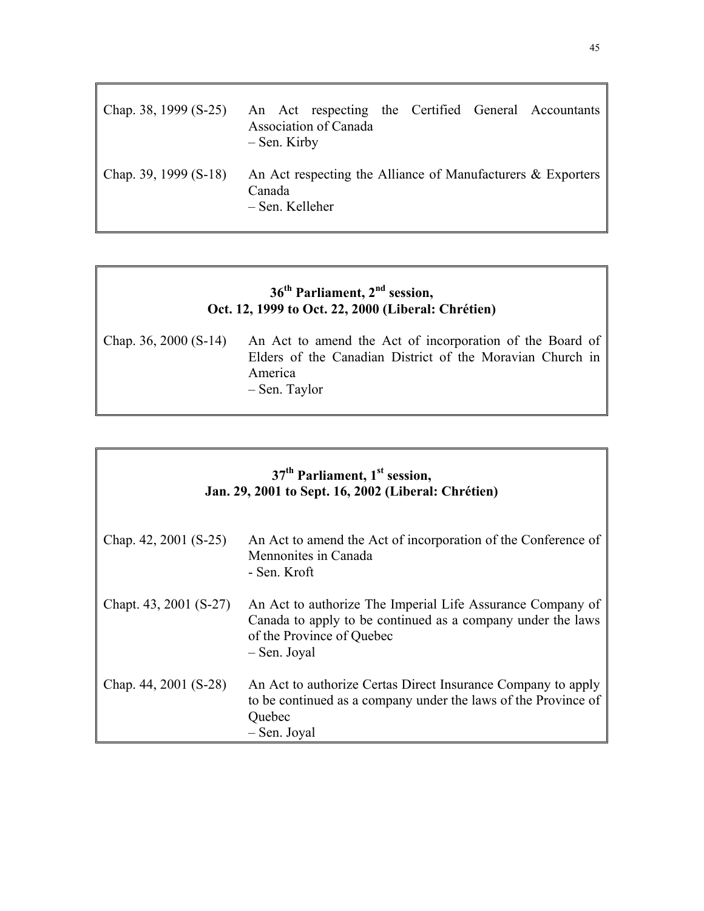| | |
|---|---|
| Chap. 38, 1999 (S-25) | An Act respecting the Certified General Accountants Association of Canada<br>– Sen. Kirby |
| Chap. 39, 1999 (S-18) | An Act respecting the Alliance of Manufacturers & Exporters Canada<br>– Sen. Kelleher |

**36th Parliament, 2nd session,**
**Oct. 12, 1999 to Oct. 22, 2000 (Liberal: Chrétien)**

| | |
|---|---|
| Chap. 36, 2000 (S-14) | An Act to amend the Act of incorporation of the Board of Elders of the Canadian District of the Moravian Church in America<br>– Sen. Taylor |

**37th Parliament, 1st session,**
**Jan. 29, 2001 to Sept. 16, 2002 (Liberal: Chrétien)**

| | |
|---|---|
| Chap. 42, 2001 (S-25) | An Act to amend the Act of incorporation of the Conference of Mennonites in Canada<br>- Sen. Kroft |
| Chapt. 43, 2001 (S-27) | An Act to authorize The Imperial Life Assurance Company of Canada to apply to be continued as a company under the laws of the Province of Quebec<br>– Sen. Joyal |
| Chap. 44, 2001 (S-28) | An Act to authorize Certas Direct Insurance Company to apply to be continued as a company under the laws of the Province of Quebec<br>– Sen. Joyal |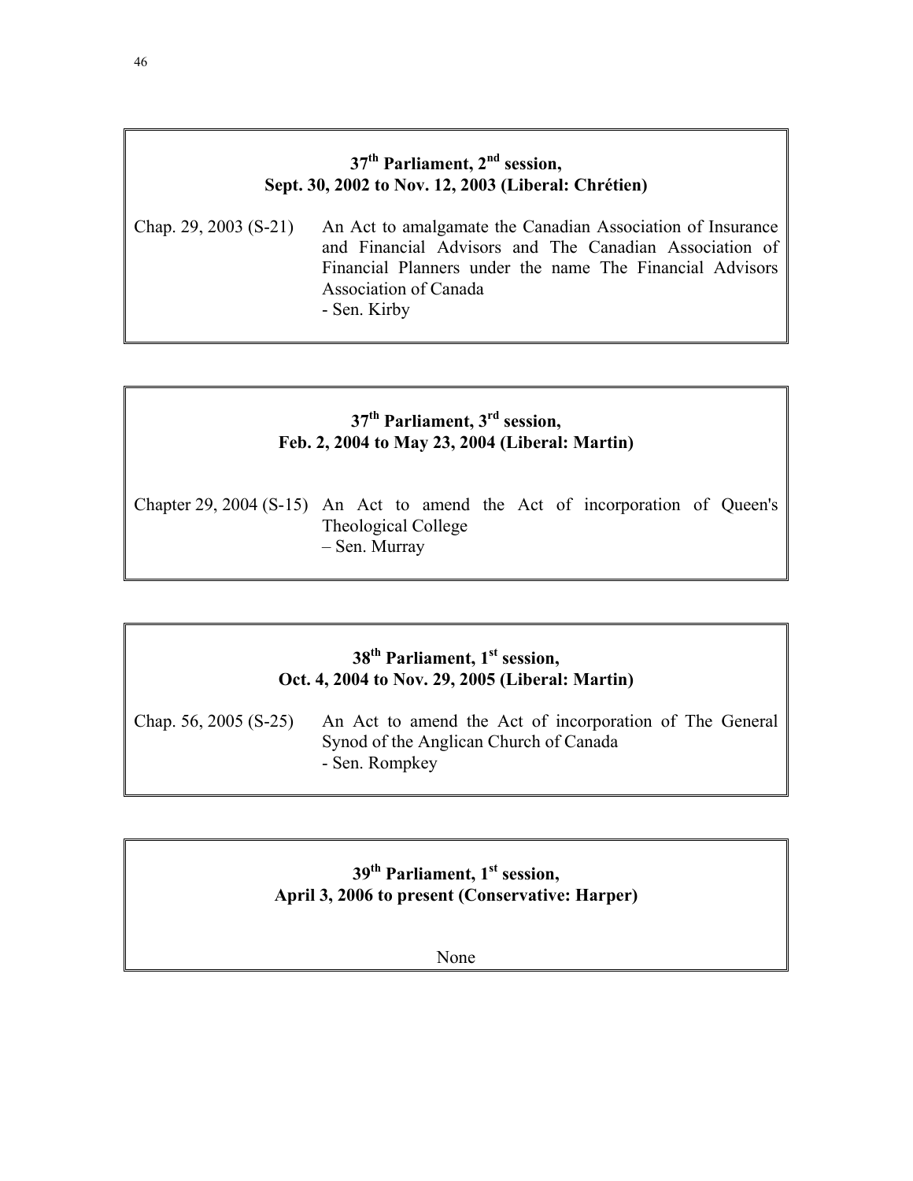**37th Parliament, 2nd session,**
**Sept. 30, 2002 to Nov. 12, 2003 (Liberal: Chrétien)**

| | |
|---|---|
| Chap. 29, 2003 (S-21) | An Act to amalgamate the Canadian Association of Insurance and Financial Advisors and The Canadian Association of Financial Planners under the name The Financial Advisors Association of Canada<br>- Sen. Kirby |

**37th Parliament, 3rd session,**
**Feb. 2, 2004 to May 23, 2004 (Liberal: Martin)**

| | |
|---|---|
| Chapter 29, 2004 (S-15) | An Act to amend the Act of incorporation of Queen's Theological College<br>– Sen. Murray |

**38th Parliament, 1st session,**
**Oct. 4, 2004 to Nov. 29, 2005 (Liberal: Martin)**

| | |
|---|---|
| Chap. 56, 2005 (S-25) | An Act to amend the Act of incorporation of The General Synod of the Anglican Church of Canada<br>- Sen. Rompkey |

**39th Parliament, 1st session,**
**April 3, 2006 to present (Conservative: Harper)**

None